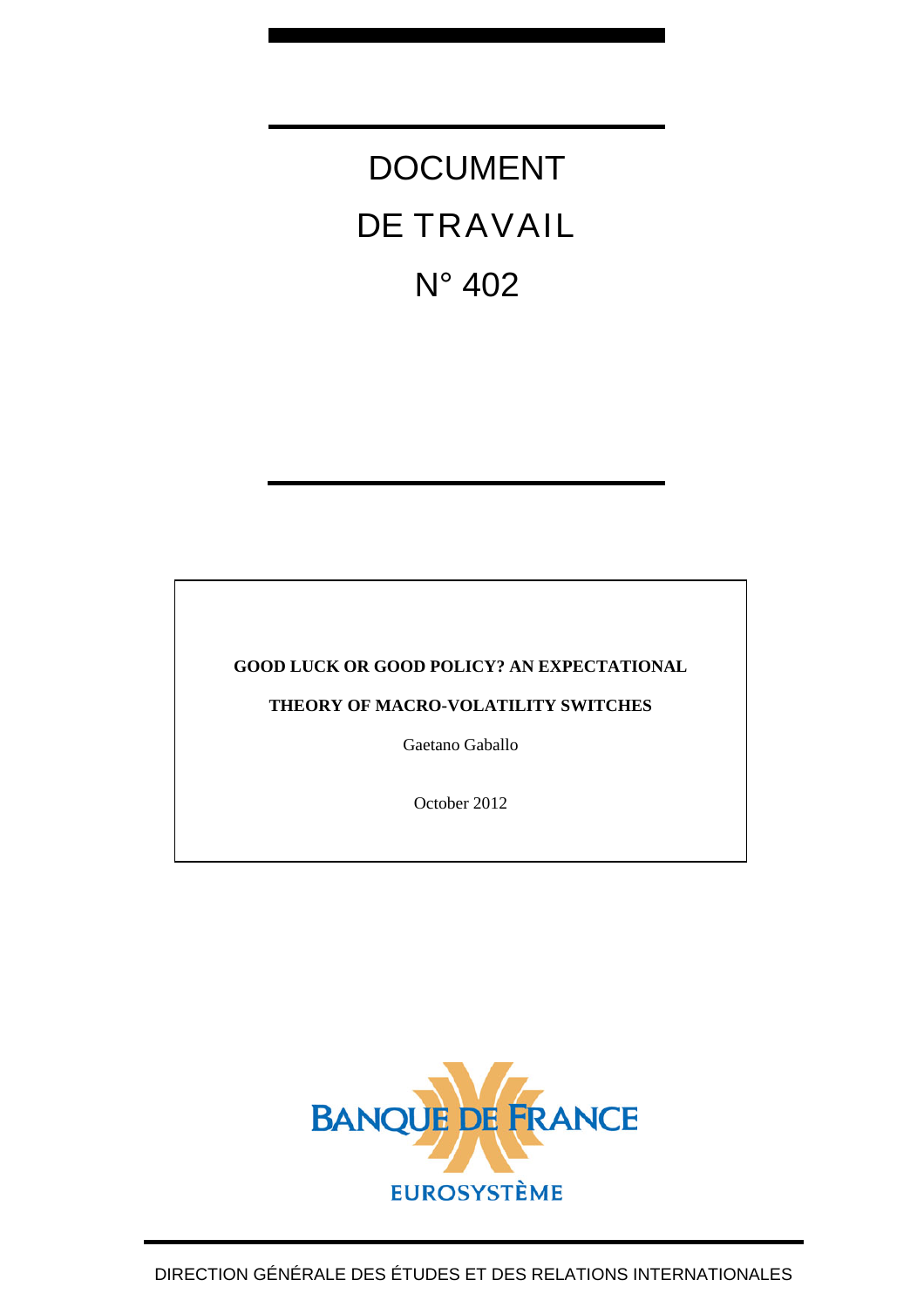# DOCUMENT DE TRAVAIL N° 402

**GOOD LUCK OR GOOD POLICY? AN EXPECTATIONAL THEORY OF MACRO-VOLATILITY SWITCHES**

Gaetano Gaballo

October 2012

BANQUE DE FRANCE

EUROSYSTÈME

DIRECTION GÉNÉRALE DES ÉTUDES ET DES RELATIONS INTERNATIONALES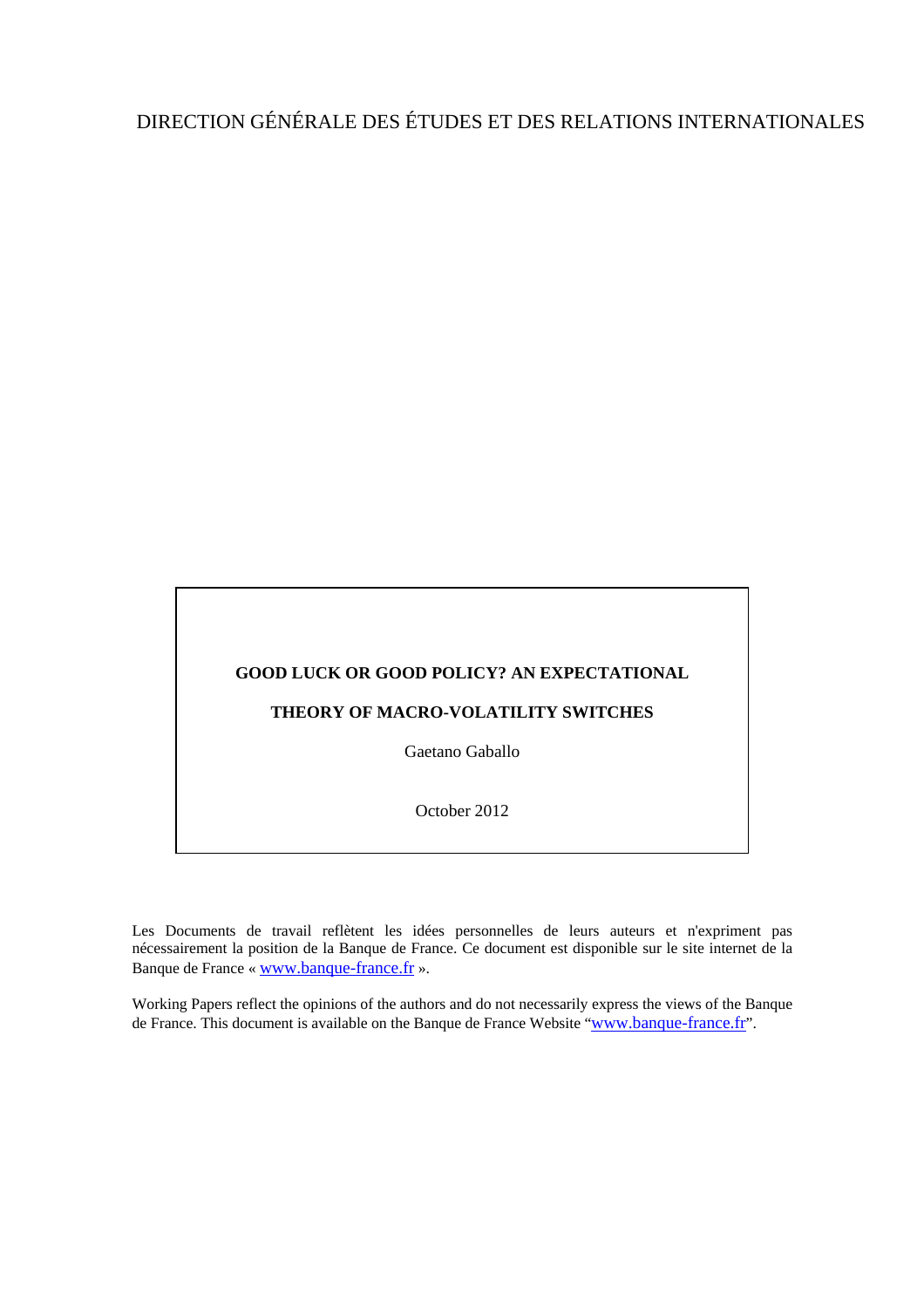DIRECTION GÉNÉRALE DES ÉTUDES ET DES RELATIONS INTERNATIONALES

**GOOD LUCK OR GOOD POLICY? AN EXPECTATIONAL THEORY OF MACRO-VOLATILITY SWITCHES**

Gaetano Gaballo

October 2012

Les Documents de travail reflètent les idées personnelles de leurs auteurs et n'expriment pas nécessairement la position de la Banque de France. Ce document est disponible sur le site internet de la Banque de France « www.banque-france.fr ».

Working Papers reflect the opinions of the authors and do not necessarily express the views of the Banque de France. This document is available on the Banque de France Website "www.banque-france.fr".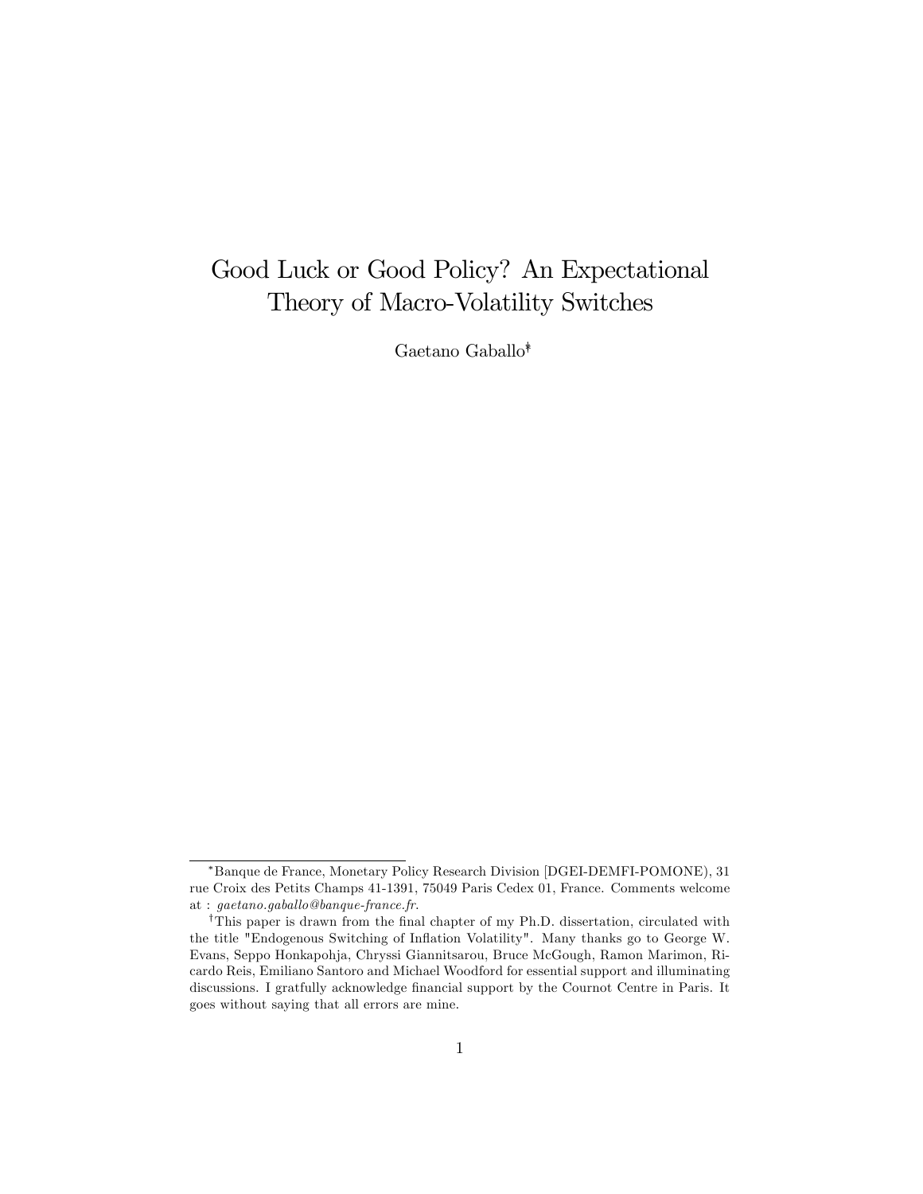# Good Luck or Good Policy? An Expectational Theory of Macro-Volatility Switches

Gaetano Gaballo[*][†]

---

[*]Banque de France, Monetary Policy Research Division [DGEI-DEMFI-POMONE), 31 rue Croix des Petits Champs 41-1391, 75049 Paris Cedex 01, France. Comments welcome at : *gaetano.gaballo@banque-france.fr*.

[†]This paper is drawn from the final chapter of my Ph.D. dissertation, circulated with the title "Endogenous Switching of Inflation Volatility". Many thanks go to George W. Evans, Seppo Honkapohja, Chryssi Giannitsarou, Bruce McGough, Ramon Marimon, Ricardo Reis, Emiliano Santoro and Michael Woodford for essential support and illuminating discussions. I gratfully acknowledge financial support by the Cournot Centre in Paris. It goes without saying that all errors are mine.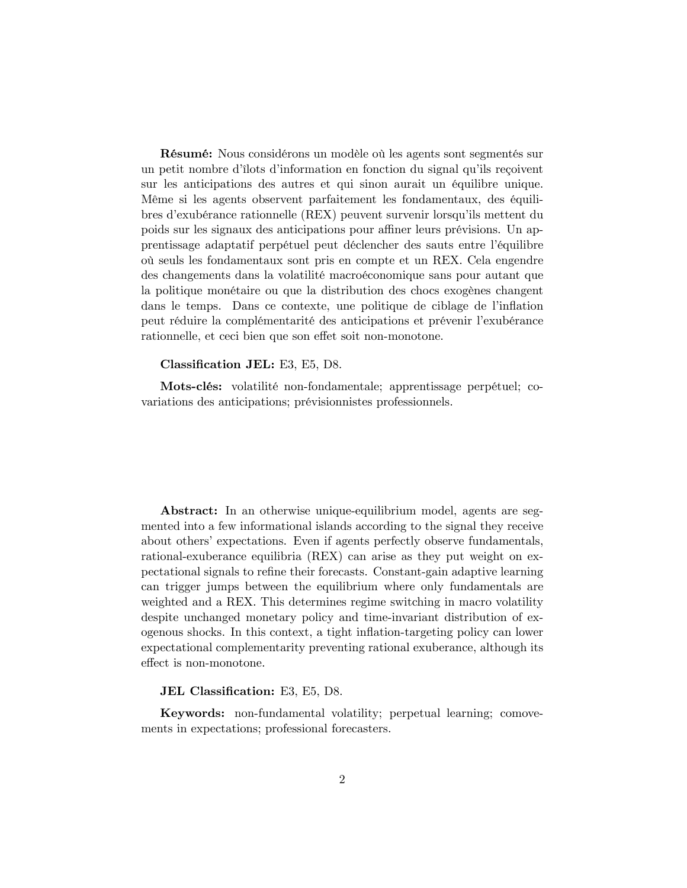**Résumé:** Nous considérons un modèle où les agents sont segmentés sur un petit nombre d'îlots d'information en fonction du signal qu'ils reçoivent sur les anticipations des autres et qui sinon aurait un équilibre unique. Même si les agents observent parfaitement les fondamentaux, des équilibres d'exubérance rationnelle (REX) peuvent survenir lorsqu'ils mettent du poids sur les signaux des anticipations pour affiner leurs prévisions. Un apprentissage adaptatif perpétuel peut déclencher des sauts entre l'équilibre où seuls les fondamentaux sont pris en compte et un REX. Cela engendre des changements dans la volatilité macroéconomique sans pour autant que la politique monétaire ou que la distribution des chocs exogènes changent dans le temps. Dans ce contexte, une politique de ciblage de l'inflation peut réduire la complémentarité des anticipations et prévenir l'exubérance rationnelle, et ceci bien que son effet soit non-monotone.

**Classification JEL:** E3, E5, D8.

**Mots-clés:** volatilité non-fondamentale; apprentissage perpétuel; covariations des anticipations; prévisionnistes professionnels.

**Abstract:** In an otherwise unique-equilibrium model, agents are segmented into a few informational islands according to the signal they receive about others' expectations. Even if agents perfectly observe fundamentals, rational-exuberance equilibria (REX) can arise as they put weight on expectational signals to refine their forecasts. Constant-gain adaptive learning can trigger jumps between the equilibrium where only fundamentals are weighted and a REX. This determines regime switching in macro volatility despite unchanged monetary policy and time-invariant distribution of exogenous shocks. In this context, a tight inflation-targeting policy can lower expectational complementarity preventing rational exuberance, although its effect is non-monotone.

**JEL Classification:** E3, E5, D8.

**Keywords:** non-fundamental volatility; perpetual learning; comovements in expectations; professional forecasters.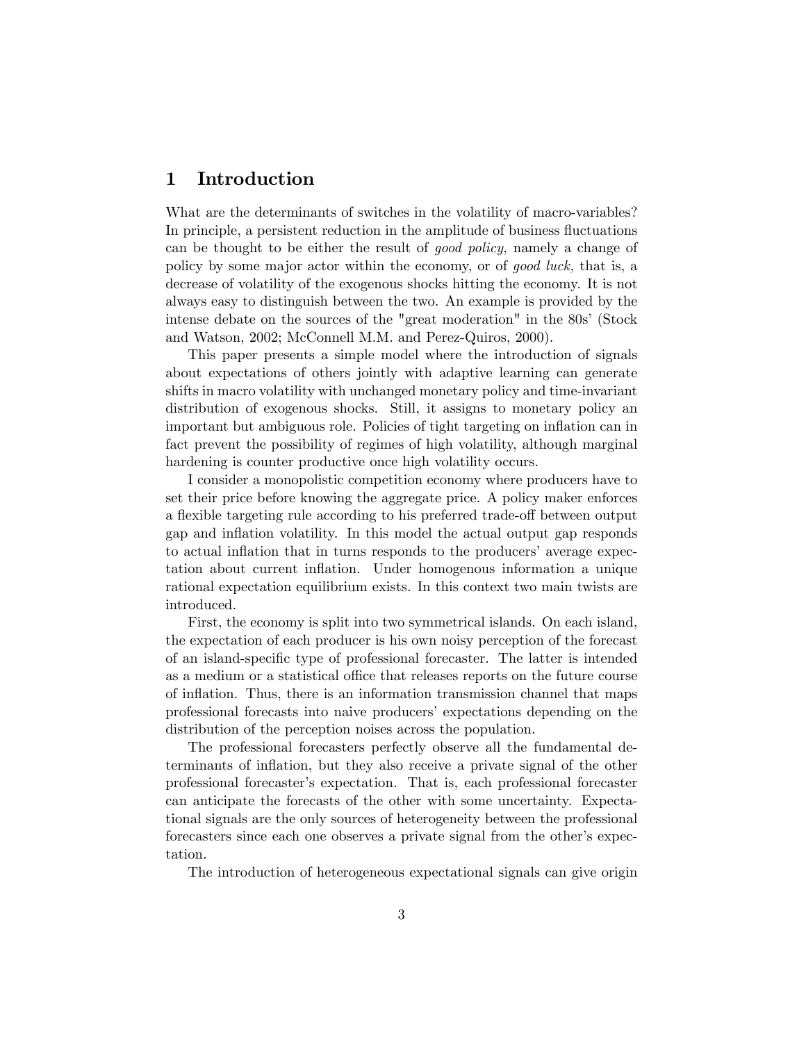# 1 Introduction

What are the determinants of switches in the volatility of macro-variables? In principle, a persistent reduction in the amplitude of business fluctuations can be thought to be either the result of *good policy*, namely a change of policy by some major actor within the economy, or of *good luck,* that is, a decrease of volatility of the exogenous shocks hitting the economy. It is not always easy to distinguish between the two. An example is provided by the intense debate on the sources of the "great moderation" in the 80s' (Stock and Watson, 2002; McConnell M.M. and Perez-Quiros, 2000).

This paper presents a simple model where the introduction of signals about expectations of others jointly with adaptive learning can generate shifts in macro volatility with unchanged monetary policy and time-invariant distribution of exogenous shocks. Still, it assigns to monetary policy an important but ambiguous role. Policies of tight targeting on inflation can in fact prevent the possibility of regimes of high volatility, although marginal hardening is counter productive once high volatility occurs.

I consider a monopolistic competition economy where producers have to set their price before knowing the aggregate price. A policy maker enforces a flexible targeting rule according to his preferred trade-off between output gap and inflation volatility. In this model the actual output gap responds to actual inflation that in turns responds to the producers' average expectation about current inflation. Under homogenous information a unique rational expectation equilibrium exists. In this context two main twists are introduced.

First, the economy is split into two symmetrical islands. On each island, the expectation of each producer is his own noisy perception of the forecast of an island-specific type of professional forecaster. The latter is intended as a medium or a statistical office that releases reports on the future course of inflation. Thus, there is an information transmission channel that maps professional forecasts into naive producers' expectations depending on the distribution of the perception noises across the population.

The professional forecasters perfectly observe all the fundamental determinants of inflation, but they also receive a private signal of the other professional forecaster's expectation. That is, each professional forecaster can anticipate the forecasts of the other with some uncertainty. Expectational signals are the only sources of heterogeneity between the professional forecasters since each one observes a private signal from the other's expectation.

The introduction of heterogeneous expectational signals can give origin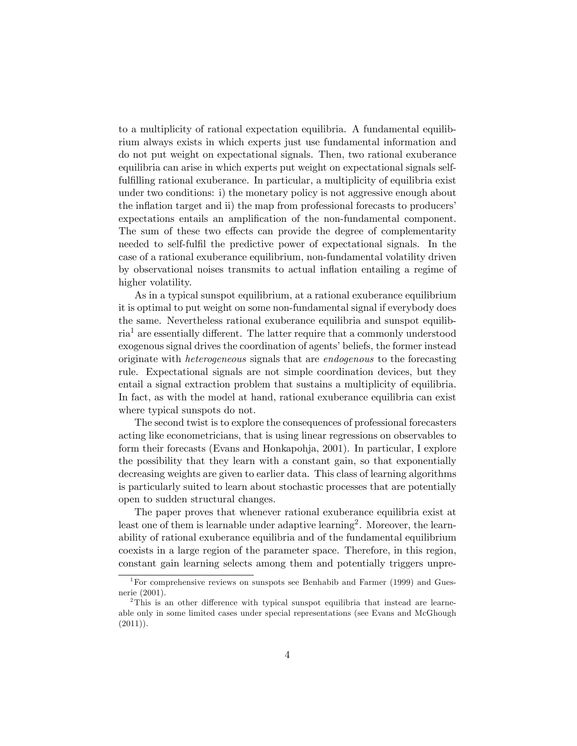to a multiplicity of rational expectation equilibria. A fundamental equilibrium always exists in which experts just use fundamental information and do not put weight on expectational signals. Then, two rational exuberance equilibria can arise in which experts put weight on expectational signals self-fulfilling rational exuberance. In particular, a multiplicity of equilibria exist under two conditions: i) the monetary policy is not aggressive enough about the inflation target and ii) the map from professional forecasts to producers' expectations entails an amplification of the non-fundamental component. The sum of these two effects can provide the degree of complementarity needed to self-fulfil the predictive power of expectational signals. In the case of a rational exuberance equilibrium, non-fundamental volatility driven by observational noises transmits to actual inflation entailing a regime of higher volatility.

As in a typical sunspot equilibrium, at a rational exuberance equilibrium it is optimal to put weight on some non-fundamental signal if everybody does the same. Nevertheless rational exuberance equilibria and sunspot equilibria[1] are essentially different. The latter require that a commonly understood exogenous signal drives the coordination of agents' beliefs, the former instead originate with *heterogeneous* signals that are *endogenous* to the forecasting rule. Expectational signals are not simple coordination devices, but they entail a signal extraction problem that sustains a multiplicity of equilibria. In fact, as with the model at hand, rational exuberance equilibria can exist where typical sunspots do not.

The second twist is to explore the consequences of professional forecasters acting like econometricians, that is using linear regressions on observables to form their forecasts (Evans and Honkapohja, 2001). In particular, I explore the possibility that they learn with a constant gain, so that exponentially decreasing weights are given to earlier data. This class of learning algorithms is particularly suited to learn about stochastic processes that are potentially open to sudden structural changes.

The paper proves that whenever rational exuberance equilibria exist at least one of them is learnable under adaptive learning[2]. Moreover, the learnability of rational exuberance equilibria and of the fundamental equilibrium coexists in a large region of the parameter space. Therefore, in this region, constant gain learning selects among them and potentially triggers unpre-

[1] For comprehensive reviews on sunspots see Benhabib and Farmer (1999) and Guesnerie (2001).

[2] This is an other difference with typical sunspot equilibria that instead are learneable only in some limited cases under special representations (see Evans and McGhough (2011)).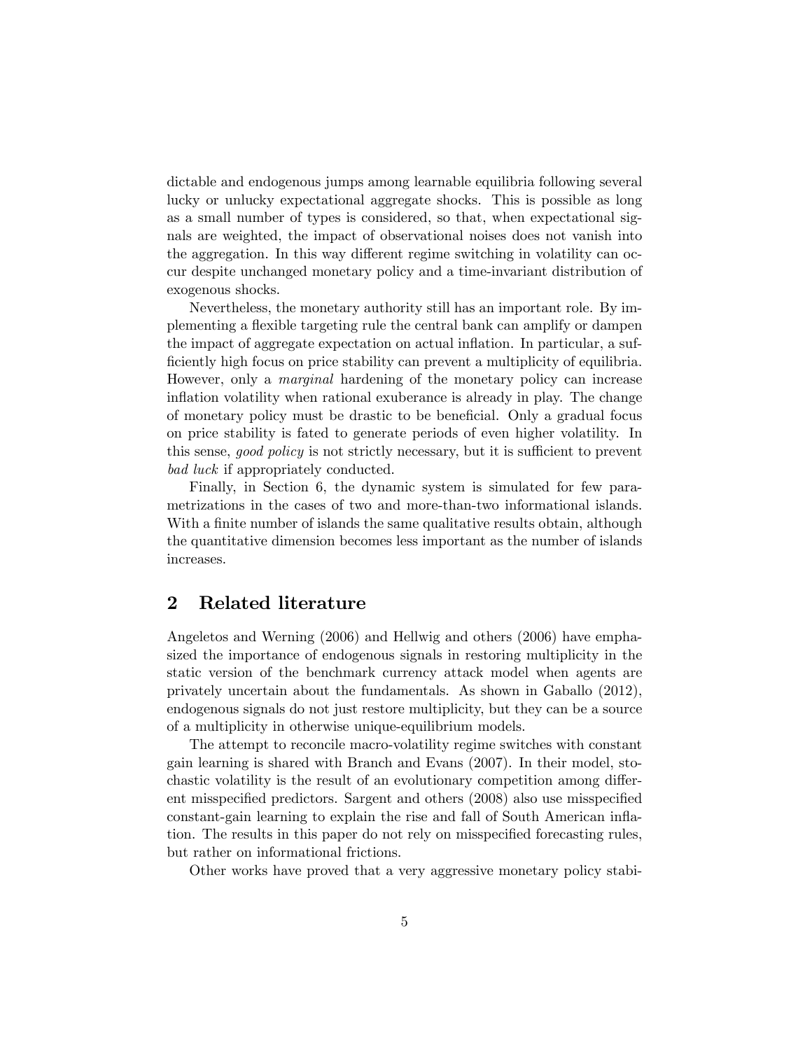dictable and endogenous jumps among learnable equilibria following several lucky or unlucky expectational aggregate shocks. This is possible as long as a small number of types is considered, so that, when expectational signals are weighted, the impact of observational noises does not vanish into the aggregation. In this way different regime switching in volatility can occur despite unchanged monetary policy and a time-invariant distribution of exogenous shocks.

Nevertheless, the monetary authority still has an important role. By implementing a flexible targeting rule the central bank can amplify or dampen the impact of aggregate expectation on actual inflation. In particular, a sufficiently high focus on price stability can prevent a multiplicity of equilibria. However, only a *marginal* hardening of the monetary policy can increase inflation volatility when rational exuberance is already in play. The change of monetary policy must be drastic to be beneficial. Only a gradual focus on price stability is fated to generate periods of even higher volatility. In this sense, *good policy* is not strictly necessary, but it is sufficient to prevent *bad luck* if appropriately conducted.

Finally, in Section 6, the dynamic system is simulated for few parametrizations in the cases of two and more-than-two informational islands. With a finite number of islands the same qualitative results obtain, although the quantitative dimension becomes less important as the number of islands increases.

## 2 Related literature

Angeletos and Werning (2006) and Hellwig and others (2006) have emphasized the importance of endogenous signals in restoring multiplicity in the static version of the benchmark currency attack model when agents are privately uncertain about the fundamentals. As shown in Gaballo (2012), endogenous signals do not just restore multiplicity, but they can be a source of a multiplicity in otherwise unique-equilibrium models.

The attempt to reconcile macro-volatility regime switches with constant gain learning is shared with Branch and Evans (2007). In their model, stochastic volatility is the result of an evolutionary competition among different misspecified predictors. Sargent and others (2008) also use misspecified constant-gain learning to explain the rise and fall of South American inflation. The results in this paper do not rely on misspecified forecasting rules, but rather on informational frictions.

Other works have proved that a very aggressive monetary policy stabi-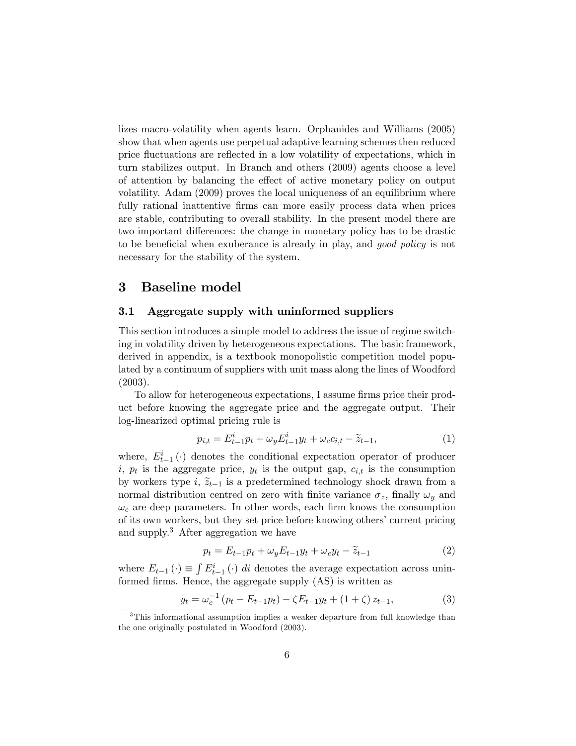lizes macro-volatility when agents learn. Orphanides and Williams (2005) show that when agents use perpetual adaptive learning schemes then reduced price fluctuations are reflected in a low volatility of expectations, which in turn stabilizes output. In Branch and others (2009) agents choose a level of attention by balancing the effect of active monetary policy on output volatility. Adam (2009) proves the local uniqueness of an equilibrium where fully rational inattentive firms can more easily process data when prices are stable, contributing to overall stability. In the present model there are two important differences: the change in monetary policy has to be drastic to be beneficial when exuberance is already in play, and *good policy* is not necessary for the stability of the system.

# 3 Baseline model

## 3.1 Aggregate supply with uninformed suppliers

This section introduces a simple model to address the issue of regime switching in volatility driven by heterogeneous expectations. The basic framework, derived in appendix, is a textbook monopolistic competition model populated by a continuum of suppliers with unit mass along the lines of Woodford (2003).

To allow for heterogeneous expectations, I assume firms price their product before knowing the aggregate price and the aggregate output. Their log-linearized optimal pricing rule is

$$p_{i,t} = E_{t-1}^{i} p_t + \omega_y E_{t-1}^{i} y_t + \omega_c c_{i,t} - \widetilde{z}_{t-1}, \tag{1}$$

where, $E_{t-1}^{i}(\cdot)$ denotes the conditional expectation operator of producer $i$, $p_t$ is the aggregate price, $y_t$ is the output gap, $c_{i,t}$ is the consumption by workers type $i$, $\widetilde{z}_{t-1}$ is a predetermined technology shock drawn from a normal distribution centred on zero with finite variance $\sigma_z$, finally $\omega_y$ and $\omega_c$ are deep parameters. In other words, each firm knows the consumption of its own workers, but they set price before knowing others' current pricing and supply.[3] After aggregation we have

$$p_t = E_{t-1} p_t + \omega_y E_{t-1} y_t + \omega_c y_t - \widetilde{z}_{t-1} \tag{2}$$

where $E_{t-1}(\cdot) \equiv \int E_{t-1}^{i}(\cdot)\, di$ denotes the average expectation across uninformed firms. Hence, the aggregate supply (AS) is written as

$$y_t = \omega_c^{-1}\left(p_t - E_{t-1} p_t\right) - \zeta E_{t-1} y_t + (1+\zeta)\, z_{t-1}, \tag{3}$$

[3] This informational assumption implies a weaker departure from full knowledge than the one originally postulated in Woodford (2003).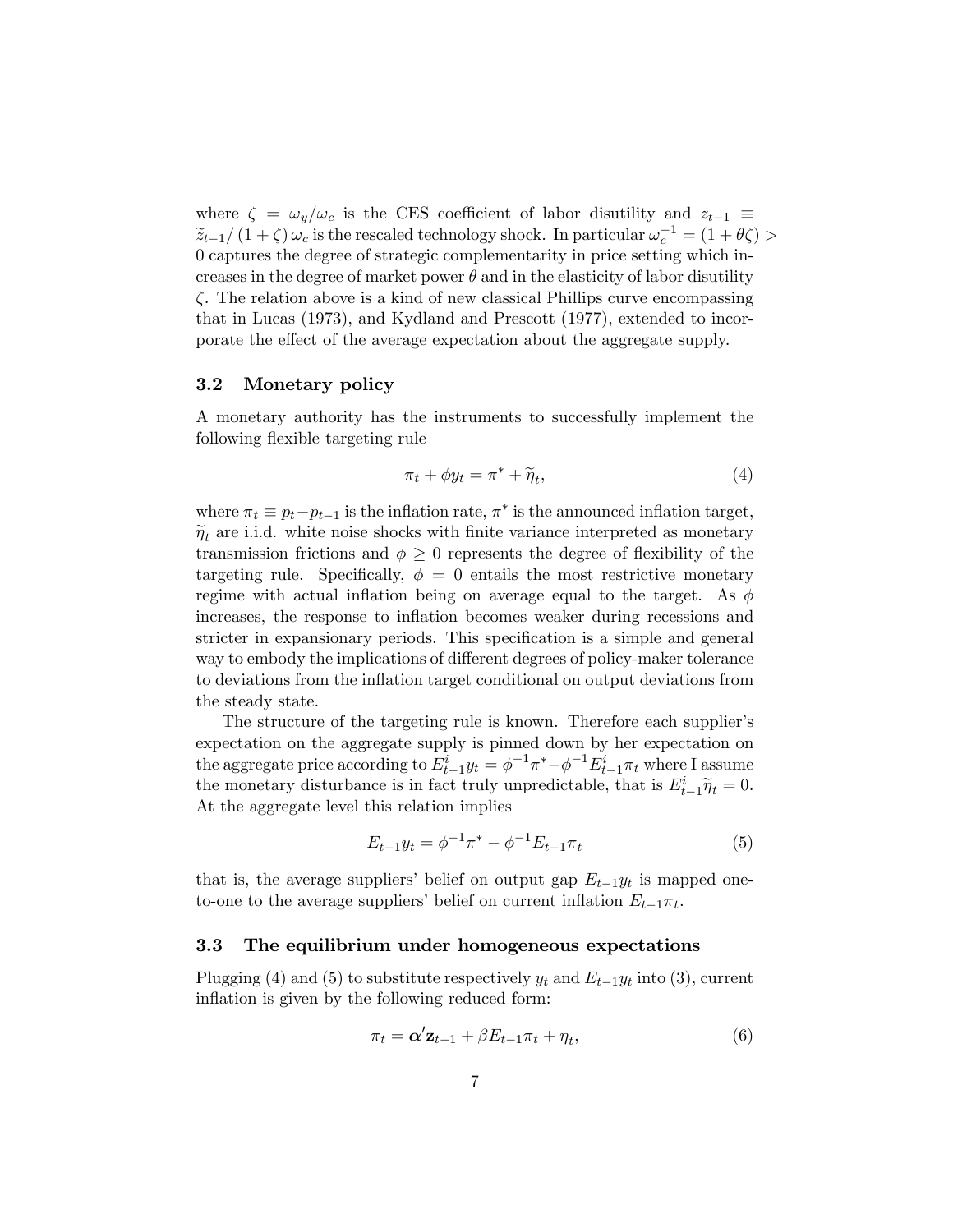where $\zeta = \omega_y / \omega_c$ is the CES coefficient of labor disutility and $z_{t-1} \equiv \widetilde{z}_{t-1} / (1+\zeta)\,\omega_c$ is the rescaled technology shock. In particular $\omega_c^{-1} = (1+\theta\zeta) > 0$ captures the degree of strategic complementarity in price setting which increases in the degree of market power $\theta$ and in the elasticity of labor disutility $\zeta$. The relation above is a kind of new classical Phillips curve encompassing that in Lucas (1973), and Kydland and Prescott (1977), extended to incorporate the effect of the average expectation about the aggregate supply.

### 3.2 Monetary policy

A monetary authority has the instruments to successfully implement the following flexible targeting rule

$$\pi_t + \phi y_t = \pi^* + \widetilde{\eta}_t, \tag{4}$$

where $\pi_t \equiv p_t - p_{t-1}$ is the inflation rate, $\pi^*$ is the announced inflation target, $\widetilde{\eta}_t$ are i.i.d. white noise shocks with finite variance interpreted as monetary transmission frictions and $\phi \geq 0$ represents the degree of flexibility of the targeting rule. Specifically, $\phi = 0$ entails the most restrictive monetary regime with actual inflation being on average equal to the target. As $\phi$ increases, the response to inflation becomes weaker during recessions and stricter in expansionary periods. This specification is a simple and general way to embody the implications of different degrees of policy-maker tolerance to deviations from the inflation target conditional on output deviations from the steady state.

The structure of the targeting rule is known. Therefore each supplier's expectation on the aggregate supply is pinned down by her expectation on the aggregate price according to $E^i_{t-1} y_t = \phi^{-1}\pi^* - \phi^{-1} E^i_{t-1}\pi_t$ where I assume the monetary disturbance is in fact truly unpredictable, that is $E^i_{t-1}\widetilde{\eta}_t = 0$. At the aggregate level this relation implies

$$E_{t-1} y_t = \phi^{-1}\pi^* - \phi^{-1} E_{t-1}\pi_t \tag{5}$$

that is, the average suppliers' belief on output gap $E_{t-1} y_t$ is mapped one-to-one to the average suppliers' belief on current inflation $E_{t-1}\pi_t$.

### 3.3 The equilibrium under homogeneous expectations

Plugging (4) and (5) to substitute respectively $y_t$ and $E_{t-1} y_t$ into (3), current inflation is given by the following reduced form:

$$\pi_t = \boldsymbol{\alpha}' \mathbf{z}_{t-1} + \beta E_{t-1}\pi_t + \eta_t, \tag{6}$$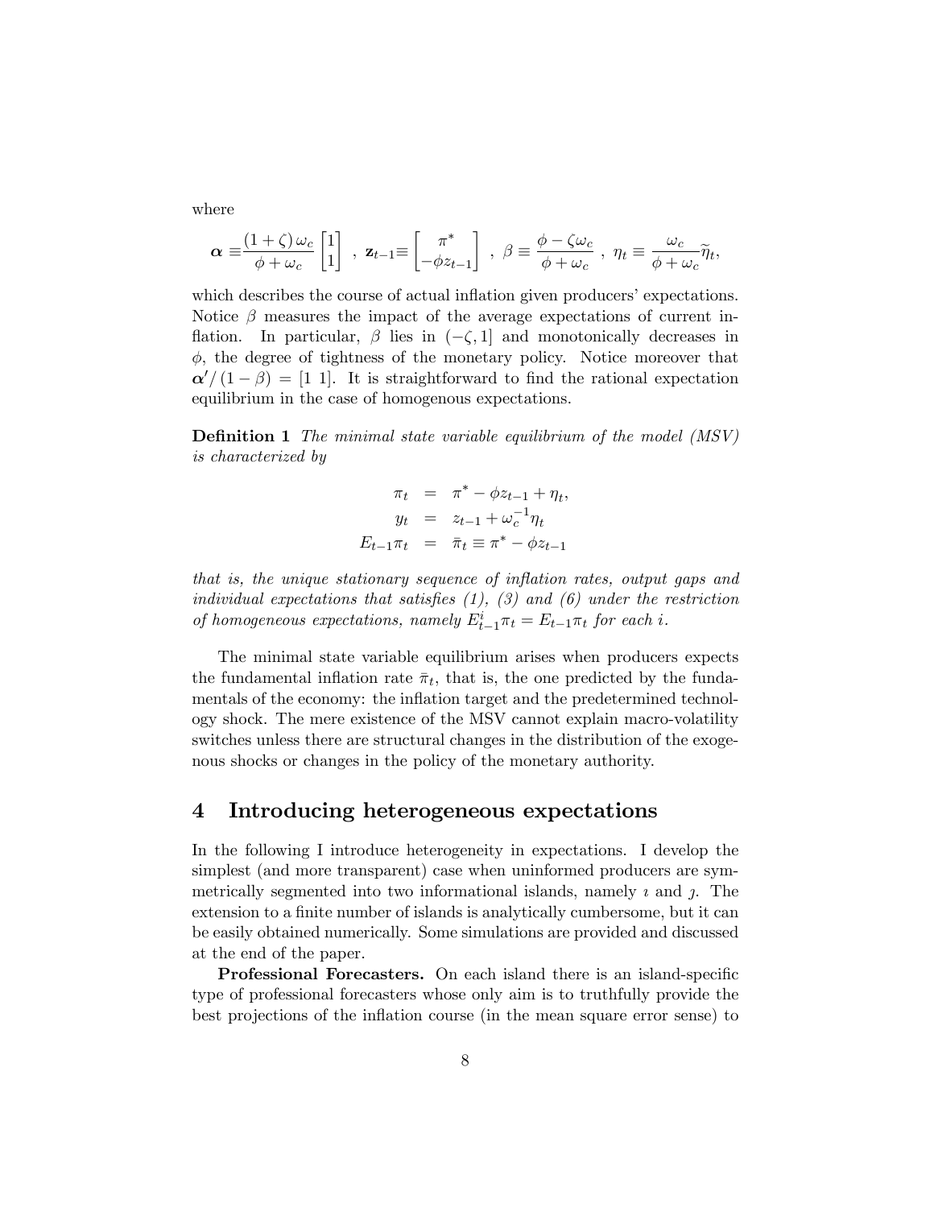where

$$\boldsymbol{\alpha} \equiv \frac{(1+\zeta)\,\omega_c}{\phi+\omega_c}\begin{bmatrix}1\\1\end{bmatrix}\ ,\ \mathbf{z}_{t-1} \equiv \begin{bmatrix}\pi^*\\-\phi z_{t-1}\end{bmatrix}\ ,\ \beta \equiv \frac{\phi-\zeta\omega_c}{\phi+\omega_c}\ ,\ \eta_t \equiv \frac{\omega_c}{\phi+\omega_c}\widetilde{\eta}_t,$$

which describes the course of actual inflation given producers' expectations. Notice $\beta$ measures the impact of the average expectations of current inflation. In particular, $\beta$ lies in $(-\zeta, 1]$ and monotonically decreases in $\phi$, the degree of tightness of the monetary policy. Notice moreover that $\boldsymbol{\alpha}'/(1-\beta) = [1\ 1]$. It is straightforward to find the rational expectation equilibrium in the case of homogenous expectations.

**Definition 1** *The minimal state variable equilibrium of the model (MSV) is characterized by*

$$\begin{aligned}
\pi_t &= \pi^* - \phi z_{t-1} + \eta_t, \\
y_t &= z_{t-1} + \omega_c^{-1}\eta_t \\
E_{t-1}\pi_t &= \bar{\pi}_t \equiv \pi^* - \phi z_{t-1}
\end{aligned}$$

*that is, the unique stationary sequence of inflation rates, output gaps and individual expectations that satisfies (1), (3) and (6) under the restriction of homogeneous expectations, namely $E^i_{t-1}\pi_t = E_{t-1}\pi_t$ for each $i$.*

The minimal state variable equilibrium arises when producers expects the fundamental inflation rate $\bar{\pi}_t$, that is, the one predicted by the fundamentals of the economy: the inflation target and the predetermined technology shock. The mere existence of the MSV cannot explain macro-volatility switches unless there are structural changes in the distribution of the exogenous shocks or changes in the policy of the monetary authority.

## 4 Introducing heterogeneous expectations

In the following I introduce heterogeneity in expectations. I develop the simplest (and more transparent) case when uninformed producers are symmetrically segmented into two informational islands, namely $\imath$ and $\jmath$. The extension to a finite number of islands is analytically cumbersome, but it can be easily obtained numerically. Some simulations are provided and discussed at the end of the paper.

**Professional Forecasters.** On each island there is an island-specific type of professional forecasters whose only aim is to truthfully provide the best projections of the inflation course (in the mean square error sense) to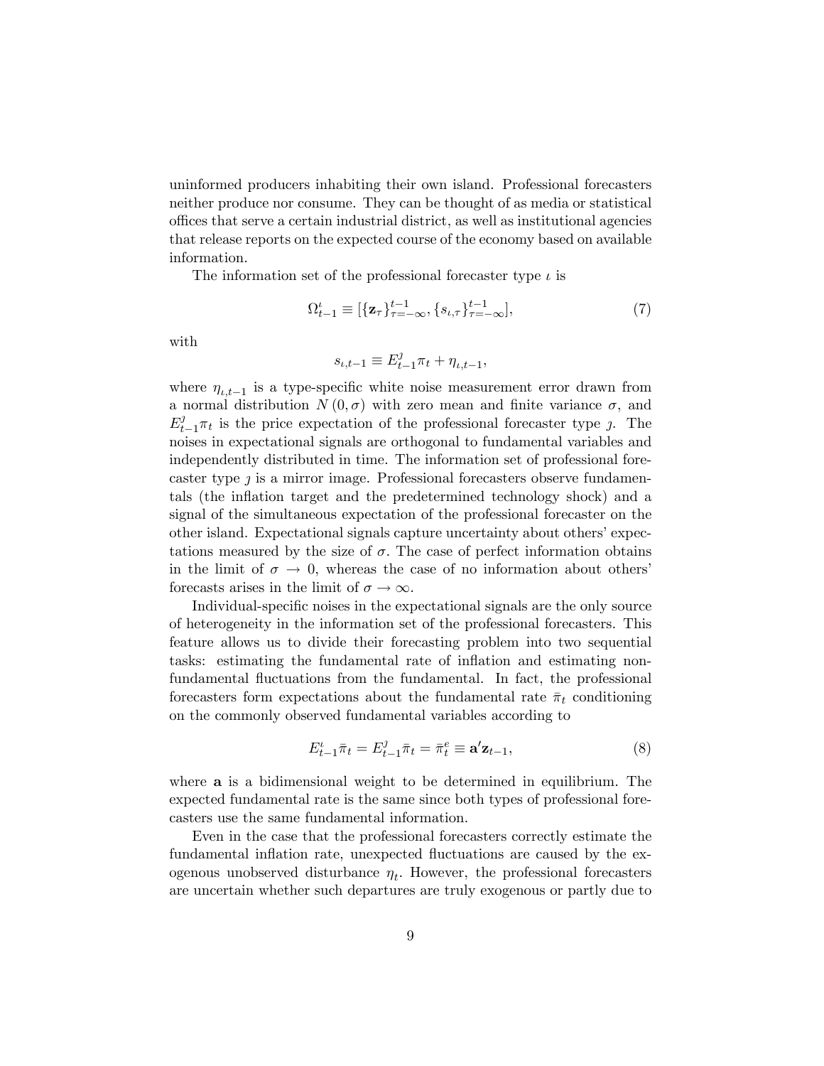uninformed producers inhabiting their own island. Professional forecasters neither produce nor consume. They can be thought of as media or statistical offices that serve a certain industrial district, as well as institutional agencies that release reports on the expected course of the economy based on available information.

The information set of the professional forecaster type $\iota$ is

$$\Omega_{t-1}^{\iota} \equiv [\{\mathbf{z}_{\tau}\}_{\tau=-\infty}^{t-1}, \{s_{\iota,\tau}\}_{\tau=-\infty}^{t-1}], \tag{7}$$

with

$$s_{\iota,t-1} \equiv E_{t-1}^{\jmath}\pi_t + \eta_{\iota,t-1},$$

where $\eta_{\iota,t-1}$ is a type-specific white noise measurement error drawn from a normal distribution $N(0, \sigma)$ with zero mean and finite variance $\sigma$, and $E_{t-1}^{\jmath}\pi_t$ is the price expectation of the professional forecaster type $\jmath$. The noises in expectational signals are orthogonal to fundamental variables and independently distributed in time. The information set of professional forecaster type $\jmath$ is a mirror image. Professional forecasters observe fundamentals (the inflation target and the predetermined technology shock) and a signal of the simultaneous expectation of the professional forecaster on the other island. Expectational signals capture uncertainty about others' expectations measured by the size of $\sigma$. The case of perfect information obtains in the limit of $\sigma \rightarrow 0$, whereas the case of no information about others' forecasts arises in the limit of $\sigma \rightarrow \infty$.

Individual-specific noises in the expectational signals are the only source of heterogeneity in the information set of the professional forecasters. This feature allows us to divide their forecasting problem into two sequential tasks: estimating the fundamental rate of inflation and estimating non-fundamental fluctuations from the fundamental. In fact, the professional forecasters form expectations about the fundamental rate $\bar{\pi}_t$ conditioning on the commonly observed fundamental variables according to

$$E_{t-1}^{\iota}\bar{\pi}_t = E_{t-1}^{\jmath}\bar{\pi}_t = \bar{\pi}_t^e \equiv \mathbf{a}'\mathbf{z}_{t-1}, \tag{8}$$

where $\mathbf{a}$ is a bidimensional weight to be determined in equilibrium. The expected fundamental rate is the same since both types of professional forecasters use the same fundamental information.

Even in the case that the professional forecasters correctly estimate the fundamental inflation rate, unexpected fluctuations are caused by the exogenous unobserved disturbance $\eta_t$. However, the professional forecasters are uncertain whether such departures are truly exogenous or partly due to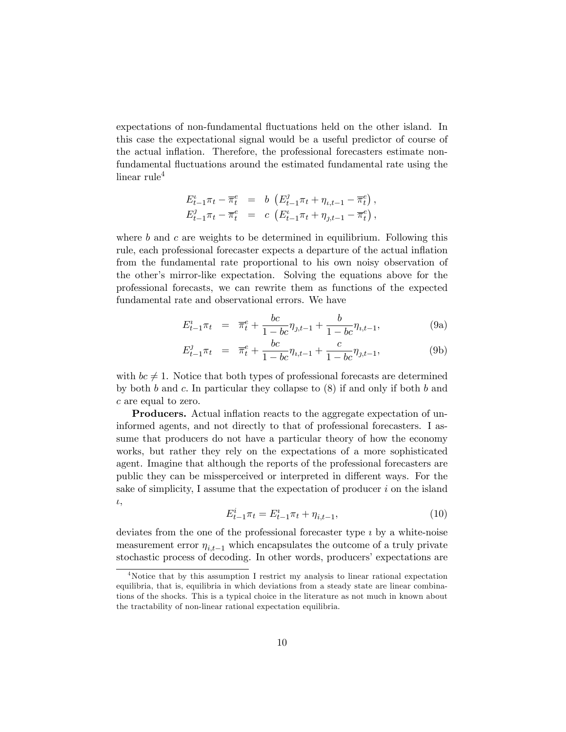expectations of non-fundamental fluctuations held on the other island. In this case the expectational signal would be a useful predictor of course of the actual inflation. Therefore, the professional forecasters estimate non-fundamental fluctuations around the estimated fundamental rate using the linear rule[4]

$$
\begin{aligned}
E_{t-1}^{\imath}\pi_t - \overline{\pi}_t^e &= b\left(E_{t-1}^{\jmath}\pi_t + \eta_{\imath,t-1} - \overline{\pi}_t^e\right), \\
E_{t-1}^{\jmath}\pi_t - \overline{\pi}_t^e &= c\left(E_{t-1}^{\imath}\pi_t + \eta_{\jmath,t-1} - \overline{\pi}_t^e\right),
\end{aligned}
$$

where $b$ and $c$ are weights to be determined in equilibrium. Following this rule, each professional forecaster expects a departure of the actual inflation from the fundamental rate proportional to his own noisy observation of the other's mirror-like expectation. Solving the equations above for the professional forecasts, we can rewrite them as functions of the expected fundamental rate and observational errors. We have

$$
E_{t-1}^{\imath}\pi_t = \overline{\pi}_t^e + \frac{bc}{1-bc}\eta_{\jmath,t-1} + \frac{b}{1-bc}\eta_{\imath,t-1}, \tag{9a}
$$

$$
E_{t-1}^{\jmath}\pi_t = \overline{\pi}_t^e + \frac{bc}{1-bc}\eta_{\imath,t-1} + \frac{c}{1-bc}\eta_{\jmath,t-1}, \tag{9b}
$$

with $bc \neq 1$. Notice that both types of professional forecasts are determined by both $b$ and $c$. In particular they collapse to (8) if and only if both $b$ and $c$ are equal to zero.

**Producers.** Actual inflation reacts to the aggregate expectation of uninformed agents, and not directly to that of professional forecasters. I assume that producers do not have a particular theory of how the economy works, but rather they rely on the expectations of a more sophisticated agent. Imagine that although the reports of the professional forecasters are public they can be missperceived or interpreted in different ways. For the sake of simplicity, I assume that the expectation of producer $i$ on the island $\iota$,

$$
E_{t-1}^{i}\pi_t = E_{t-1}^{\imath}\pi_t + \eta_{i,t-1}, \tag{10}
$$

deviates from the one of the professional forecaster type $\imath$ by a white-noise measurement error $\eta_{i,t-1}$ which encapsulates the outcome of a truly private stochastic process of decoding. In other words, producers' expectations are

[4] Notice that by this assumption I restrict my analysis to linear rational expectation equilibria, that is, equilibria in which deviations from a steady state are linear combinations of the shocks. This is a typical choice in the literature as not much in known about the tractability of non-linear rational expectation equilibria.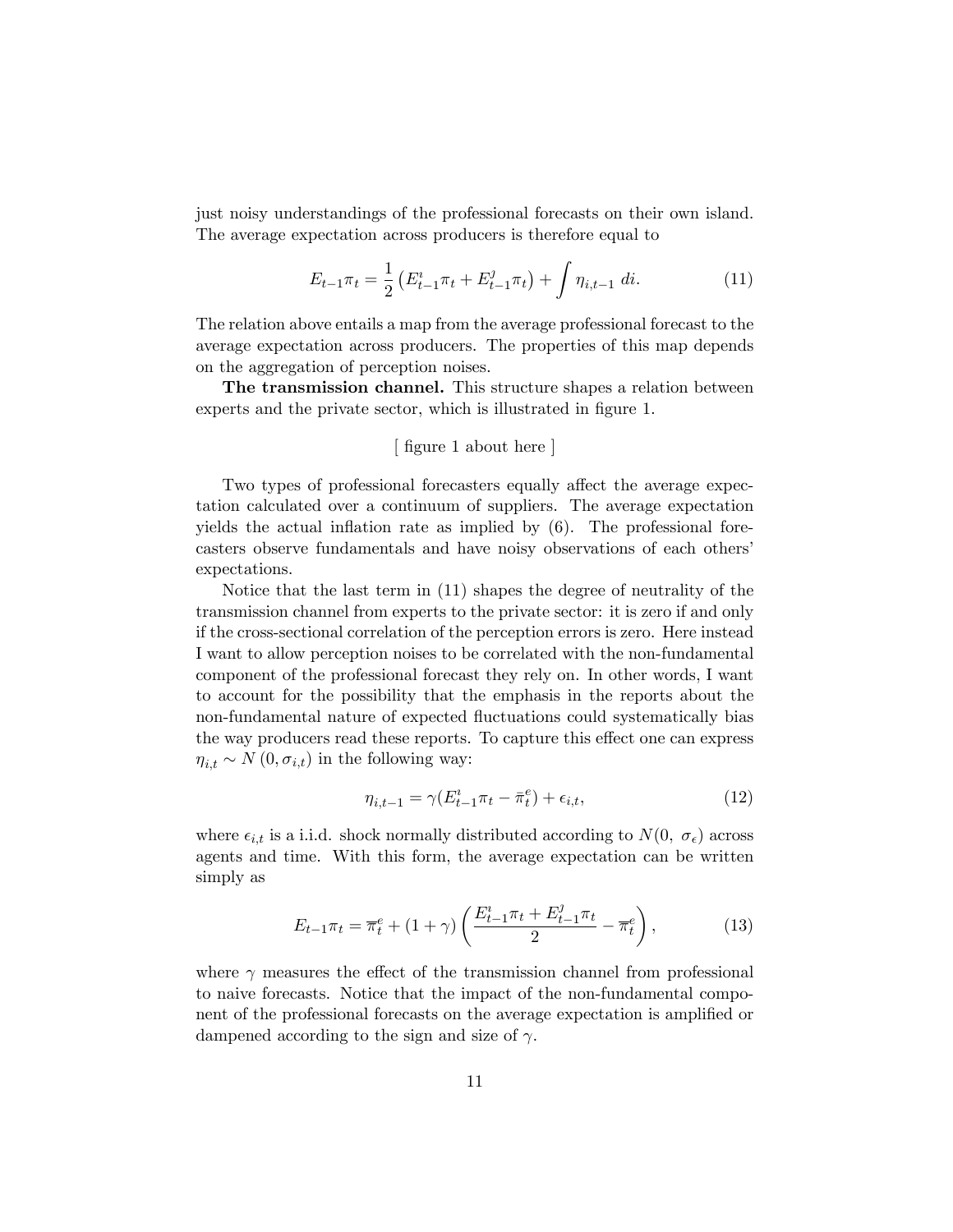just noisy understandings of the professional forecasts on their own island. The average expectation across producers is therefore equal to

$$E_{t-1}\pi_t = \frac{1}{2}\left(E^{\imath}_{t-1}\pi_t + E^{\jmath}_{t-1}\pi_t\right) + \int \eta_{i,t-1}\, di. \tag{11}$$

The relation above entails a map from the average professional forecast to the average expectation across producers. The properties of this map depends on the aggregation of perception noises.

**The transmission channel.** This structure shapes a relation between experts and the private sector, which is illustrated in figure 1.

[ figure 1 about here ]

Two types of professional forecasters equally affect the average expectation calculated over a continuum of suppliers. The average expectation yields the actual inflation rate as implied by (6). The professional forecasters observe fundamentals and have noisy observations of each others' expectations.

Notice that the last term in (11) shapes the degree of neutrality of the transmission channel from experts to the private sector: it is zero if and only if the cross-sectional correlation of the perception errors is zero. Here instead I want to allow perception noises to be correlated with the non-fundamental component of the professional forecast they rely on. In other words, I want to account for the possibility that the emphasis in the reports about the non-fundamental nature of expected fluctuations could systematically bias the way producers read these reports. To capture this effect one can express $\eta_{i,t} \sim N(0, \sigma_{i,t})$ in the following way:

$$\eta_{i,t-1} = \gamma(E^{\imath}_{t-1}\pi_t - \bar{\pi}^e_t) + \epsilon_{i,t}, \tag{12}$$

where $\epsilon_{i,t}$ is a i.i.d. shock normally distributed according to $N(0,\ \sigma_{\epsilon})$ across agents and time. With this form, the average expectation can be written simply as

$$E_{t-1}\pi_t = \overline{\pi}^e_t + (1+\gamma)\left(\frac{E^{\imath}_{t-1}\pi_t + E^{\jmath}_{t-1}\pi_t}{2} - \overline{\pi}^e_t\right), \tag{13}$$

where $\gamma$ measures the effect of the transmission channel from professional to naive forecasts. Notice that the impact of the non-fundamental component of the professional forecasts on the average expectation is amplified or dampened according to the sign and size of $\gamma$.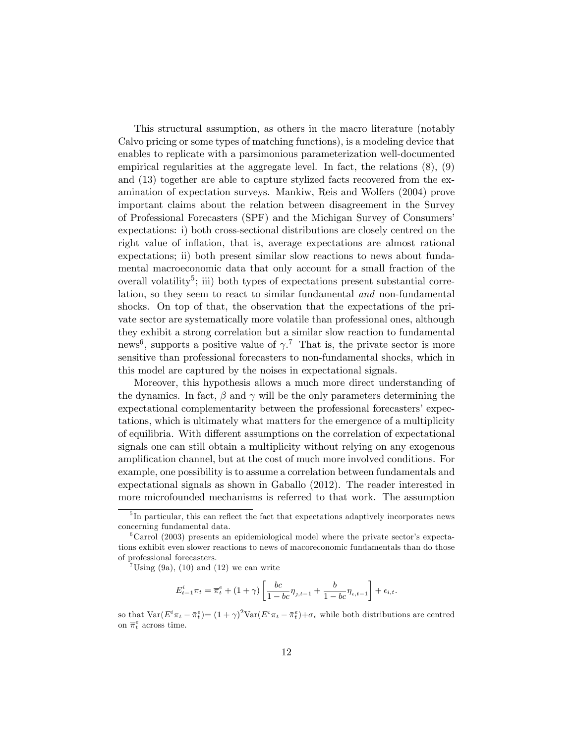This structural assumption, as others in the macro literature (notably Calvo pricing or some types of matching functions), is a modeling device that enables to replicate with a parsimonious parameterization well-documented empirical regularities at the aggregate level. In fact, the relations (8), (9) and (13) together are able to capture stylized facts recovered from the examination of expectation surveys. Mankiw, Reis and Wolfers (2004) prove important claims about the relation between disagreement in the Survey of Professional Forecasters (SPF) and the Michigan Survey of Consumers' expectations: i) both cross-sectional distributions are closely centred on the right value of inflation, that is, average expectations are almost rational expectations; ii) both present similar slow reactions to news about fundamental macroeconomic data that only account for a small fraction of the overall volatility[5]; iii) both types of expectations present substantial correlation, so they seem to react to similar fundamental *and* non-fundamental shocks. On top of that, the observation that the expectations of the private sector are systematically more volatile than professional ones, although they exhibit a strong correlation but a similar slow reaction to fundamental news[6], supports a positive value of $\gamma$.[7] That is, the private sector is more sensitive than professional forecasters to non-fundamental shocks, which in this model are captured by the noises in expectational signals.

Moreover, this hypothesis allows a much more direct understanding of the dynamics. In fact, $\beta$ and $\gamma$ will be the only parameters determining the expectational complementarity between the professional forecasters' expectations, which is ultimately what matters for the emergence of a multiplicity of equilibria. With different assumptions on the correlation of expectational signals one can still obtain a multiplicity without relying on any exogenous amplification channel, but at the cost of much more involved conditions. For example, one possibility is to assume a correlation between fundamentals and expectational signals as shown in Gaballo (2012). The reader interested in more microfounded mechanisms is referred to that work. The assumption

[5] In particular, this can reflect the fact that expectations adaptively incorporates news concerning fundamental data.

[6] Carrol (2003) presents an epidemiological model where the private sector's expectations exhibit even slower reactions to news of macoreconomic fundamentals than do those of professional forecasters.

[7] Using (9a), (10) and (12) we can write

$$E^{i}_{t-1}\pi_t = \overline{\pi}^e_t + (1+\gamma)\left[\frac{bc}{1-bc}\eta_{\jmath,t-1} + \frac{b}{1-bc}\eta_{\imath,t-1}\right] + \epsilon_{i,t}.$$

so that $\text{Var}(E^{i}\pi_t - \bar{\pi}^e_t)$= $(1+\gamma)^2\text{Var}(E^{\imath}\pi_t - \bar{\pi}^e_t)$+$\sigma_\epsilon$ while both distributions are centred on $\overline{\pi}^e_t$ across time.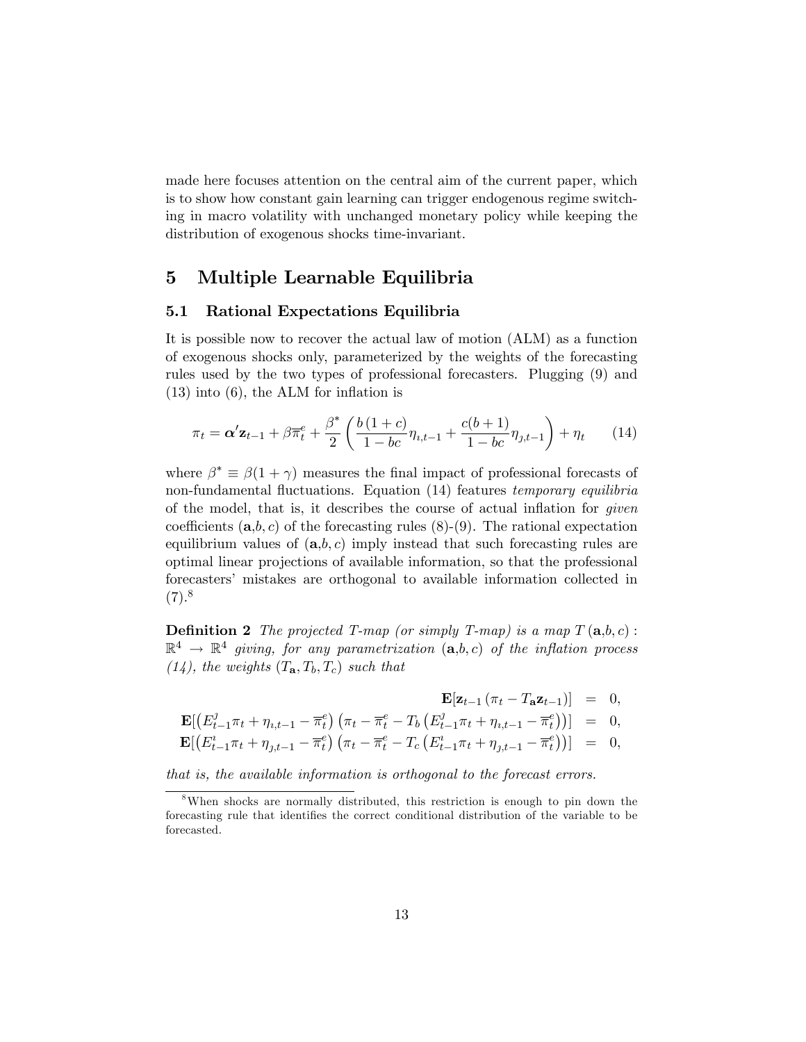made here focuses attention on the central aim of the current paper, which is to show how constant gain learning can trigger endogenous regime switching in macro volatility with unchanged monetary policy while keeping the distribution of exogenous shocks time-invariant.

## 5 Multiple Learnable Equilibria

### 5.1 Rational Expectations Equilibria

It is possible now to recover the actual law of motion (ALM) as a function of exogenous shocks only, parameterized by the weights of the forecasting rules used by the two types of professional forecasters. Plugging (9) and (13) into (6), the ALM for inflation is

$$\pi_t = \boldsymbol{\alpha}'\mathbf{z}_{t-1} + \beta\overline{\pi}_t^e + \frac{\beta^*}{2}\left(\frac{b\,(1+c)}{1-bc}\eta_{\imath,t-1} + \frac{c(b+1)}{1-bc}\eta_{\jmath,t-1}\right) + \eta_t \qquad (14)$$

where $\beta^* \equiv \beta(1+\gamma)$ measures the final impact of professional forecasts of non-fundamental fluctuations. Equation (14) features *temporary equilibria* of the model, that is, it describes the course of actual inflation for *given* coefficients $(\mathbf{a}, b, c)$ of the forecasting rules (8)-(9). The rational expectation equilibrium values of $(\mathbf{a}, b, c)$ imply instead that such forecasting rules are optimal linear projections of available information, so that the professional forecasters' mistakes are orthogonal to available information collected in (7).[8]

**Definition 2** *The projected T-map (or simply T-map) is a map $T(\mathbf{a}, b, c) : \mathbb{R}^4 \to \mathbb{R}^4$ giving, for any parametrization $(\mathbf{a}, b, c)$ of the inflation process (14), the weights $(T_{\mathbf{a}}, T_b, T_c)$ such that*

$$\begin{aligned}
\mathbf{E}[\mathbf{z}_{t-1}\left(\pi_t - T_{\mathbf{a}}\mathbf{z}_{t-1}\right)] &= 0, \\
\mathbf{E}[\left(E_{t-1}^{\jmath}\pi_t + \eta_{\imath,t-1} - \overline{\pi}_t^e\right)\left(\pi_t - \overline{\pi}_t^e - T_b\left(E_{t-1}^{\jmath}\pi_t + \eta_{\imath,t-1} - \overline{\pi}_t^e\right)\right)] &= 0, \\
\mathbf{E}[\left(E_{t-1}^{\imath}\pi_t + \eta_{\jmath,t-1} - \overline{\pi}_t^e\right)\left(\pi_t - \overline{\pi}_t^e - T_c\left(E_{t-1}^{\imath}\pi_t + \eta_{\jmath,t-1} - \overline{\pi}_t^e\right)\right)] &= 0,
\end{aligned}$$

*that is, the available information is orthogonal to the forecast errors.*

[8] When shocks are normally distributed, this restriction is enough to pin down the forecasting rule that identifies the correct conditional distribution of the variable to be forecasted.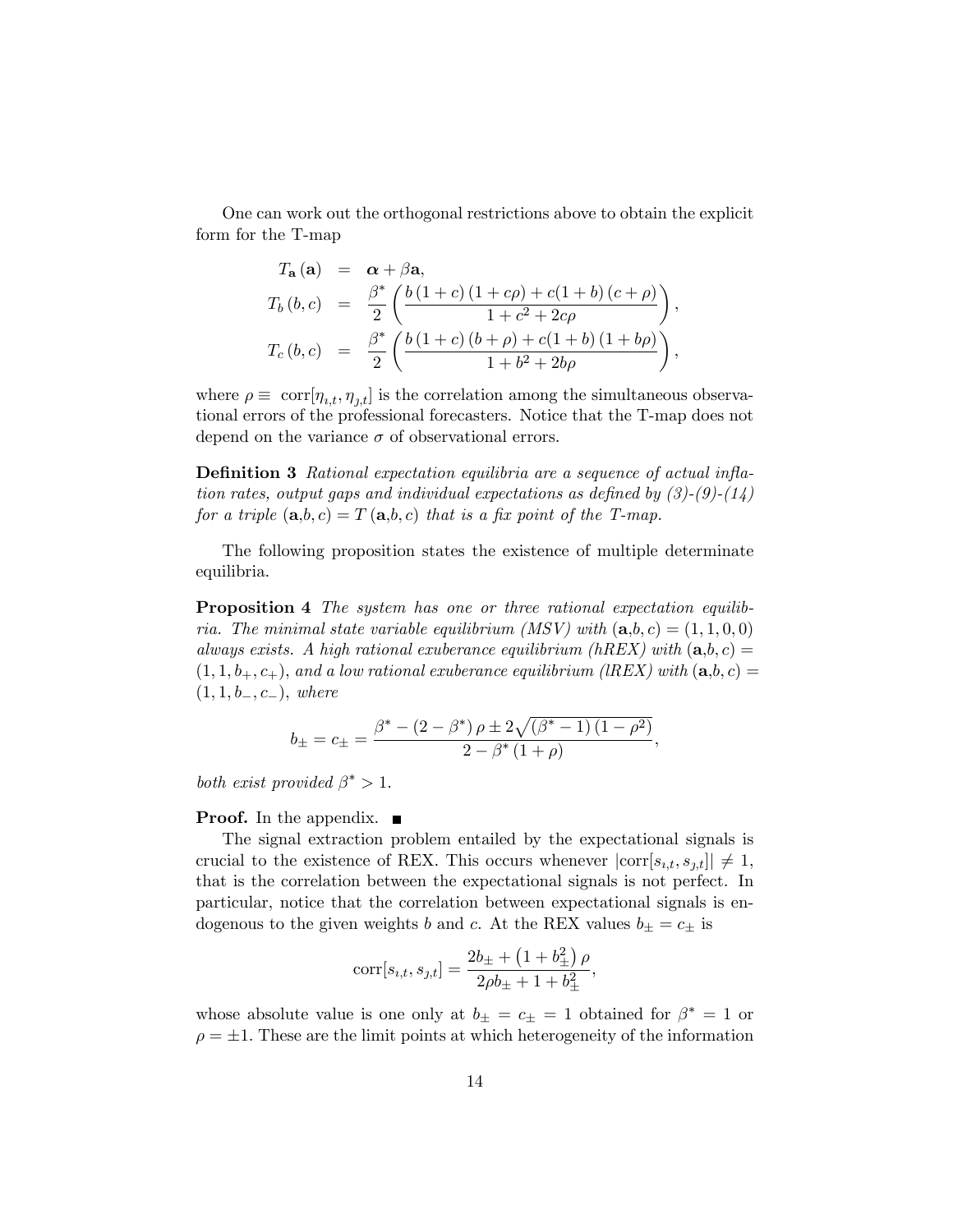One can work out the orthogonal restrictions above to obtain the explicit form for the T-map

$$
\begin{aligned}
T_{\mathbf{a}}(\mathbf{a}) &= \boldsymbol{\alpha} + \beta \mathbf{a}, \\
T_b(b, c) &= \frac{\beta^*}{2}\left(\frac{b(1+c)(1+c\rho) + c(1+b)(c+\rho)}{1+c^2+2c\rho}\right), \\
T_c(b, c) &= \frac{\beta^*}{2}\left(\frac{b(1+c)(b+\rho) + c(1+b)(1+b\rho)}{1+b^2+2b\rho}\right),
\end{aligned}
$$

where $\rho \equiv \operatorname{corr}[\eta_{\imath,t}, \eta_{\jmath,t}]$ is the correlation among the simultaneous observational errors of the professional forecasters. Notice that the T-map does not depend on the variance $\sigma$ of observational errors.

**Definition 3** *Rational expectation equilibria are a sequence of actual inflation rates, output gaps and individual expectations as defined by (3)-(9)-(14) for a triple $(\mathbf{a}, b, c) = T(\mathbf{a}, b, c)$ that is a fix point of the T-map.*

The following proposition states the existence of multiple determinate equilibria.

**Proposition 4** *The system has one or three rational expectation equilibria. The minimal state variable equilibrium (MSV) with $(\mathbf{a}, b, c) = (1, 1, 0, 0)$ always exists. A high rational exuberance equilibrium (hREX) with $(\mathbf{a}, b, c) = (1, 1, b_+, c_+)$, and a low rational exuberance equilibrium (lREX) with $(\mathbf{a}, b, c) = (1, 1, b_-, c_-)$, where*

$$
b_\pm = c_\pm = \frac{\beta^* - (2-\beta^*)\rho \pm 2\sqrt{(\beta^*-1)(1-\rho^2)}}{2-\beta^*(1+\rho)},
$$

*both exist provided $\beta^* > 1$.*

**Proof.** In the appendix. ■

The signal extraction problem entailed by the expectational signals is crucial to the existence of REX. This occurs whenever $|\operatorname{corr}[s_{\imath,t}, s_{\jmath,t}]| \neq 1$, that is the correlation between the expectational signals is not perfect. In particular, notice that the correlation between expectational signals is endogenous to the given weights $b$ and $c$. At the REX values $b_\pm = c_\pm$ is

$$
\operatorname{corr}[s_{\imath,t}, s_{\jmath,t}] = \frac{2b_\pm + \left(1 + b_\pm^2\right)\rho}{2\rho b_\pm + 1 + b_\pm^2},
$$

whose absolute value is one only at $b_\pm = c_\pm = 1$ obtained for $\beta^* = 1$ or $\rho = \pm 1$. These are the limit points at which heterogeneity of the information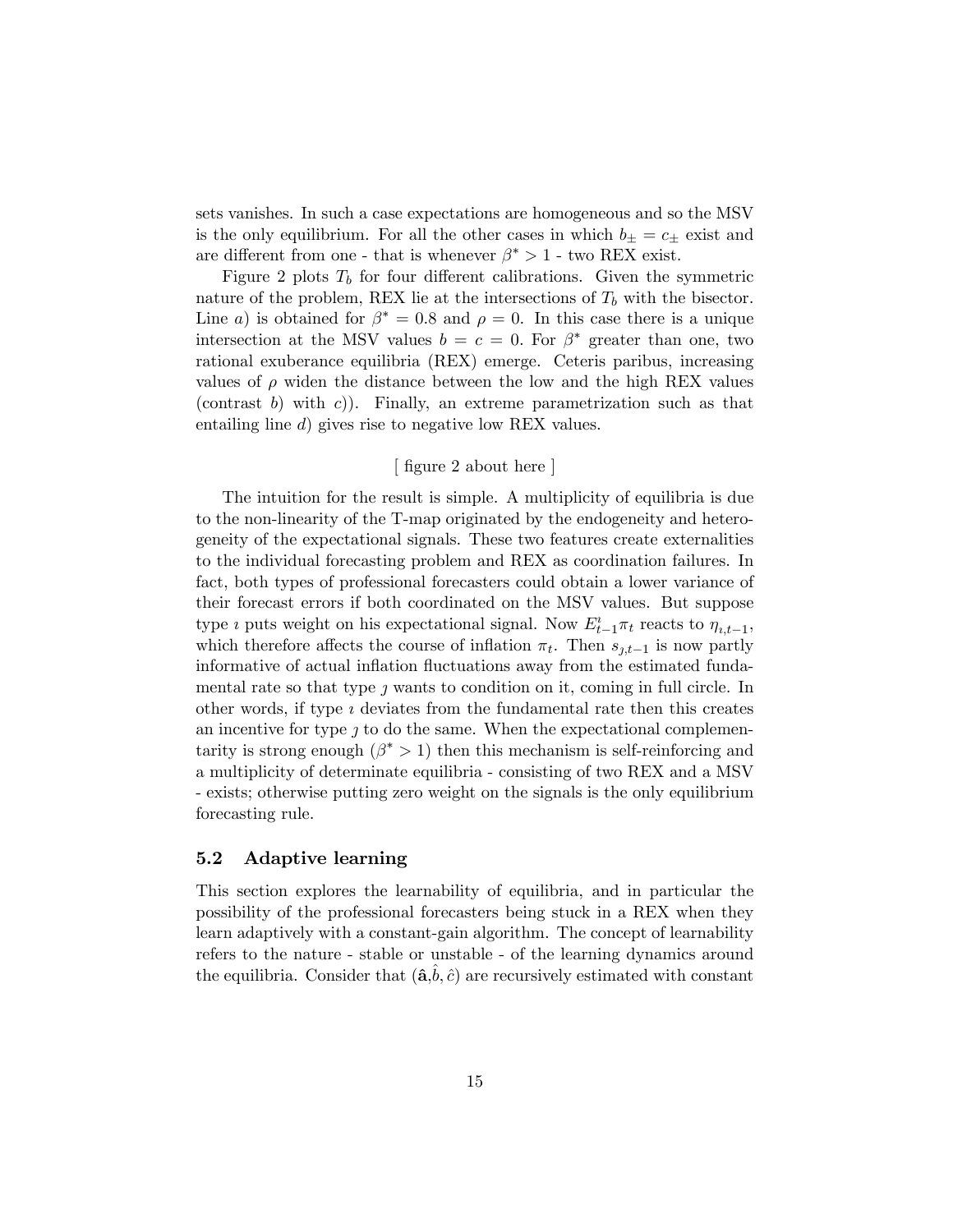sets vanishes. In such a case expectations are homogeneous and so the MSV is the only equilibrium. For all the other cases in which $b_{\pm} = c_{\pm}$ exist and are different from one - that is whenever $\beta^* > 1$ - two REX exist.

Figure 2 plots $T_b$ for four different calibrations. Given the symmetric nature of the problem, REX lie at the intersections of $T_b$ with the bisector. Line *a*) is obtained for $\beta^* = 0.8$ and $\rho = 0$. In this case there is a unique intersection at the MSV values $b = c = 0$. For $\beta^*$ greater than one, two rational exuberance equilibria (REX) emerge. Ceteris paribus, increasing values of $\rho$ widen the distance between the low and the high REX values (contrast *b*) with *c*)). Finally, an extreme parametrization such as that entailing line *d*) gives rise to negative low REX values.

[ figure 2 about here ]

The intuition for the result is simple. A multiplicity of equilibria is due to the non-linearity of the T-map originated by the endogeneity and heterogeneity of the expectational signals. These two features create externalities to the individual forecasting problem and REX as coordination failures. In fact, both types of professional forecasters could obtain a lower variance of their forecast errors if both coordinated on the MSV values. But suppose type $\imath$ puts weight on his expectational signal. Now $E^{\imath}_{t-1}\pi_t$ reacts to $\eta_{\imath,t-1}$, which therefore affects the course of inflation $\pi_t$. Then $s_{\jmath,t-1}$ is now partly informative of actual inflation fluctuations away from the estimated fundamental rate so that type $\jmath$ wants to condition on it, coming in full circle. In other words, if type $\imath$ deviates from the fundamental rate then this creates an incentive for type $\jmath$ to do the same. When the expectational complementarity is strong enough ($\beta^* > 1$) then this mechanism is self-reinforcing and a multiplicity of determinate equilibria - consisting of two REX and a MSV - exists; otherwise putting zero weight on the signals is the only equilibrium forecasting rule.

### 5.2 Adaptive learning

This section explores the learnability of equilibria, and in particular the possibility of the professional forecasters being stuck in a REX when they learn adaptively with a constant-gain algorithm. The concept of learnability refers to the nature - stable or unstable - of the learning dynamics around the equilibria. Consider that $(\hat{\mathbf{a}}, \hat{b}, \hat{c})$ are recursively estimated with constant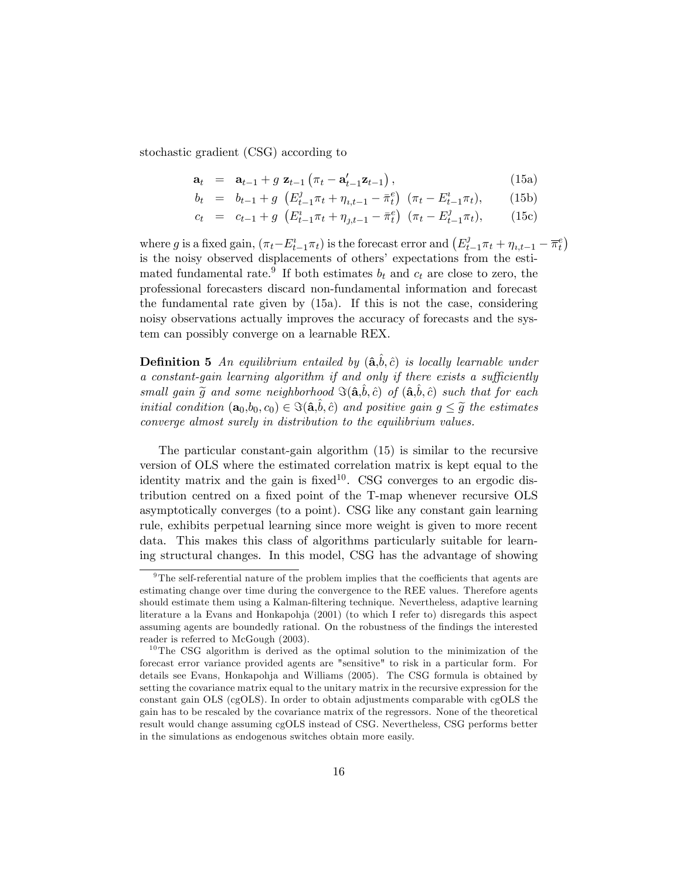stochastic gradient (CSG) according to

$$
\begin{aligned}
\mathbf{a}_t &= \mathbf{a}_{t-1} + g\ \mathbf{z}_{t-1}\left(\pi_t - \mathbf{a}'_{t-1}\mathbf{z}_{t-1}\right), && \text{(15a)}\\
b_t &= b_{t-1} + g\ \left(E^{\jmath}_{t-1}\pi_t + \eta_{\imath,t-1} - \bar{\pi}^e_t\right)\ (\pi_t - E^{\imath}_{t-1}\pi_t), && \text{(15b)}\\
c_t &= c_{t-1} + g\ \left(E^{\imath}_{t-1}\pi_t + \eta_{\jmath,t-1} - \bar{\pi}^e_t\right)\ (\pi_t - E^{\jmath}_{t-1}\pi_t), && \text{(15c)}
\end{aligned}
$$

where $g$ is a fixed gain, $(\pi_t - E^{\imath}_{t-1}\pi_t)$ is the forecast error and $\left(E^{\jmath}_{t-1}\pi_t + \eta_{\imath,t-1} - \overline{\pi}^e_t\right)$ is the noisy observed displacements of others' expectations from the estimated fundamental rate.[9] If both estimates $b_t$ and $c_t$ are close to zero, the professional forecasters discard non-fundamental information and forecast the fundamental rate given by (15a). If this is not the case, considering noisy observations actually improves the accuracy of forecasts and the system can possibly converge on a learnable REX.

**Definition 5** *An equilibrium entailed by* $(\hat{\mathbf{a}}, \hat{b}, \hat{c})$ *is locally learnable under a constant-gain learning algorithm if and only if there exists a sufficiently small gain* $\widetilde{g}$ *and some neighborhood* $\Im(\hat{\mathbf{a}}, \hat{b}, \hat{c})$ *of* $(\hat{\mathbf{a}}, \hat{b}, \hat{c})$ *such that for each initial condition* $(\mathbf{a}_0, b_0, c_0) \in \Im(\hat{\mathbf{a}}, \hat{b}, \hat{c})$ *and positive gain* $g \leq \widetilde{g}$ *the estimates converge almost surely in distribution to the equilibrium values.*

The particular constant-gain algorithm (15) is similar to the recursive version of OLS where the estimated correlation matrix is kept equal to the identity matrix and the gain is fixed[10]. CSG converges to an ergodic distribution centred on a fixed point of the T-map whenever recursive OLS asymptotically converges (to a point). CSG like any constant gain learning rule, exhibits perpetual learning since more weight is given to more recent data. This makes this class of algorithms particularly suitable for learning structural changes. In this model, CSG has the advantage of showing

---

[9] The self-referential nature of the problem implies that the coefficients that agents are estimating change over time during the convergence to the REE values. Therefore agents should estimate them using a Kalman-filtering technique. Nevertheless, adaptive learning literature a la Evans and Honkapohja (2001) (to which I refer to) disregards this aspect assuming agents are boundedly rational. On the robustness of the findings the interested reader is referred to McGough (2003).

[10] The CSG algorithm is derived as the optimal solution to the minimization of the forecast error variance provided agents are "sensitive" to risk in a particular form. For details see Evans, Honkapohja and Williams (2005). The CSG formula is obtained by setting the covariance matrix equal to the unitary matrix in the recursive expression for the constant gain OLS (cgOLS). In order to obtain adjustments comparable with cgOLS the gain has to be rescaled by the covariance matrix of the regressors. None of the theoretical result would change assuming cgOLS instead of CSG. Nevertheless, CSG performs better in the simulations as endogenous switches obtain more easily.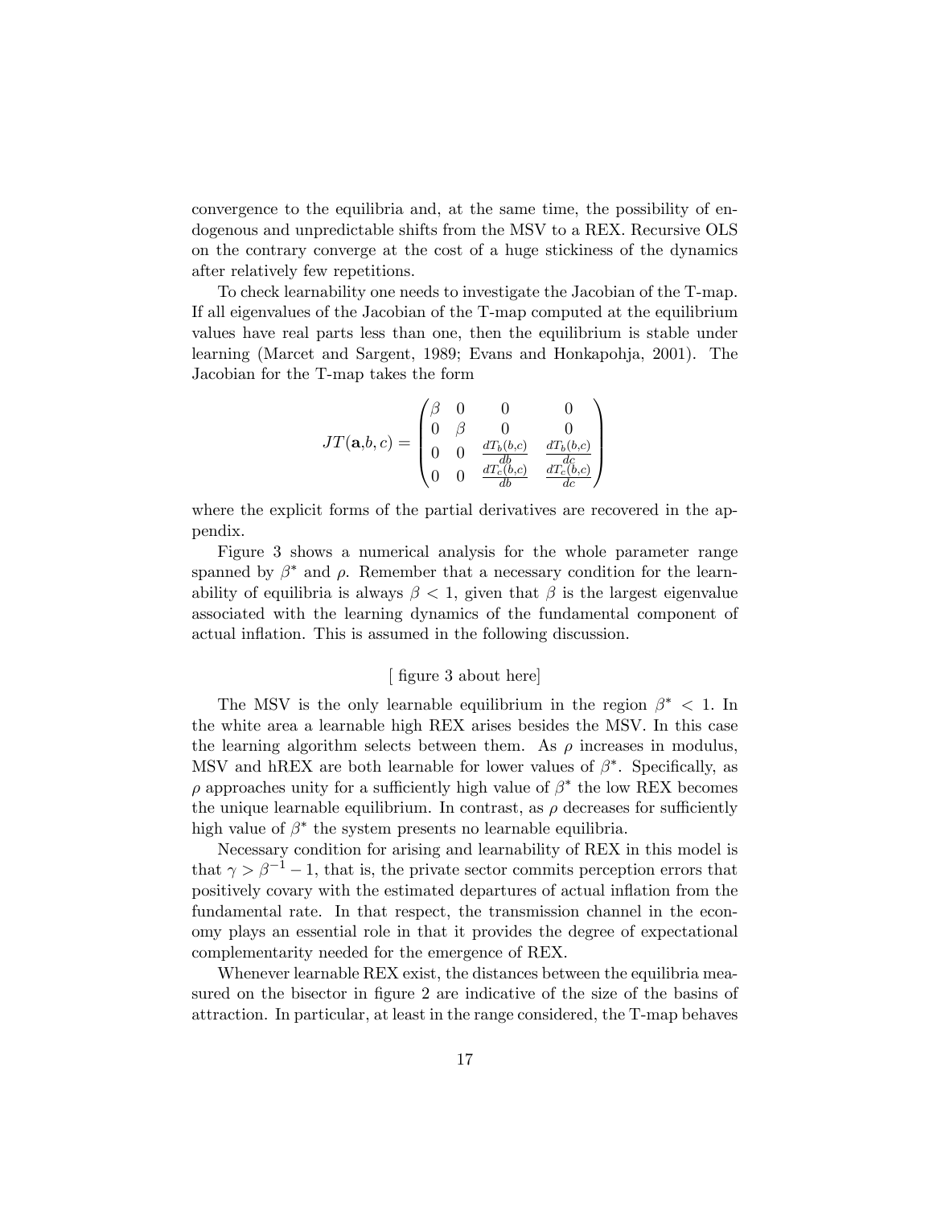convergence to the equilibria and, at the same time, the possibility of endogenous and unpredictable shifts from the MSV to a REX. Recursive OLS on the contrary converge at the cost of a huge stickiness of the dynamics after relatively few repetitions.

To check learnability one needs to investigate the Jacobian of the T-map. If all eigenvalues of the Jacobian of the T-map computed at the equilibrium values have real parts less than one, then the equilibrium is stable under learning (Marcet and Sargent, 1989; Evans and Honkapohja, 2001). The Jacobian for the T-map takes the form

$$JT(\mathbf{a},b,c) = \begin{pmatrix} \beta & 0 & 0 & 0 \\ 0 & \beta & 0 & 0 \\ 0 & 0 & \frac{dT_b(b,c)}{db} & \frac{dT_b(b,c)}{dc} \\ 0 & 0 & \frac{dT_c(b,c)}{db} & \frac{dT_c(b,c)}{dc} \end{pmatrix}$$

where the explicit forms of the partial derivatives are recovered in the appendix.

Figure 3 shows a numerical analysis for the whole parameter range spanned by $\beta^*$ and $\rho$. Remember that a necessary condition for the learnability of equilibria is always $\beta < 1$, given that $\beta$ is the largest eigenvalue associated with the learning dynamics of the fundamental component of actual inflation. This is assumed in the following discussion.

[ figure 3 about here]

The MSV is the only learnable equilibrium in the region $\beta^* < 1$. In the white area a learnable high REX arises besides the MSV. In this case the learning algorithm selects between them. As $\rho$ increases in modulus, MSV and hREX are both learnable for lower values of $\beta^*$. Specifically, as $\rho$ approaches unity for a sufficiently high value of $\beta^*$ the low REX becomes the unique learnable equilibrium. In contrast, as $\rho$ decreases for sufficiently high value of $\beta^*$ the system presents no learnable equilibria.

Necessary condition for arising and learnability of REX in this model is that $\gamma > \beta^{-1} - 1$, that is, the private sector commits perception errors that positively covary with the estimated departures of actual inflation from the fundamental rate. In that respect, the transmission channel in the economy plays an essential role in that it provides the degree of expectational complementarity needed for the emergence of REX.

Whenever learnable REX exist, the distances between the equilibria measured on the bisector in figure 2 are indicative of the size of the basins of attraction. In particular, at least in the range considered, the T-map behaves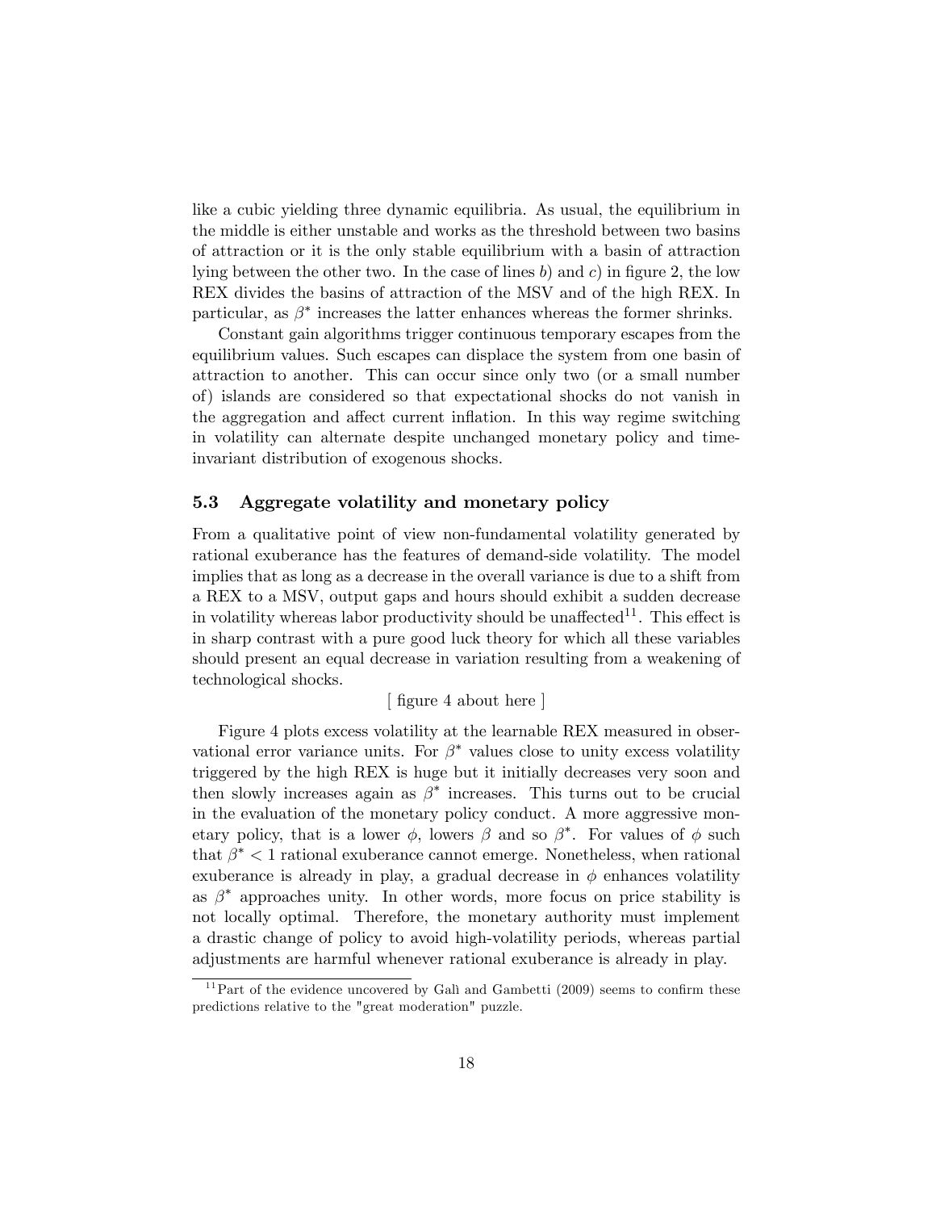like a cubic yielding three dynamic equilibria. As usual, the equilibrium in the middle is either unstable and works as the threshold between two basins of attraction or it is the only stable equilibrium with a basin of attraction lying between the other two. In the case of lines *b*) and *c*) in figure 2, the low REX divides the basins of attraction of the MSV and of the high REX. In particular, as $\beta^*$ increases the latter enhances whereas the former shrinks.

Constant gain algorithms trigger continuous temporary escapes from the equilibrium values. Such escapes can displace the system from one basin of attraction to another. This can occur since only two (or a small number of) islands are considered so that expectational shocks do not vanish in the aggregation and affect current inflation. In this way regime switching in volatility can alternate despite unchanged monetary policy and time-invariant distribution of exogenous shocks.

### 5.3 Aggregate volatility and monetary policy

From a qualitative point of view non-fundamental volatility generated by rational exuberance has the features of demand-side volatility. The model implies that as long as a decrease in the overall variance is due to a shift from a REX to a MSV, output gaps and hours should exhibit a sudden decrease in volatility whereas labor productivity should be unaffected[11]. This effect is in sharp contrast with a pure good luck theory for which all these variables should present an equal decrease in variation resulting from a weakening of technological shocks.

[ figure 4 about here ]

Figure 4 plots excess volatility at the learnable REX measured in observational error variance units. For $\beta^*$ values close to unity excess volatility triggered by the high REX is huge but it initially decreases very soon and then slowly increases again as $\beta^*$ increases. This turns out to be crucial in the evaluation of the monetary policy conduct. A more aggressive monetary policy, that is a lower $\phi$, lowers $\beta$ and so $\beta^*$. For values of $\phi$ such that $\beta^* < 1$ rational exuberance cannot emerge. Nonetheless, when rational exuberance is already in play, a gradual decrease in $\phi$ enhances volatility as $\beta^*$ approaches unity. In other words, more focus on price stability is not locally optimal. Therefore, the monetary authority must implement a drastic change of policy to avoid high-volatility periods, whereas partial adjustments are harmful whenever rational exuberance is already in play.

[11] Part of the evidence uncovered by Galì and Gambetti (2009) seems to confirm these predictions relative to the "great moderation" puzzle.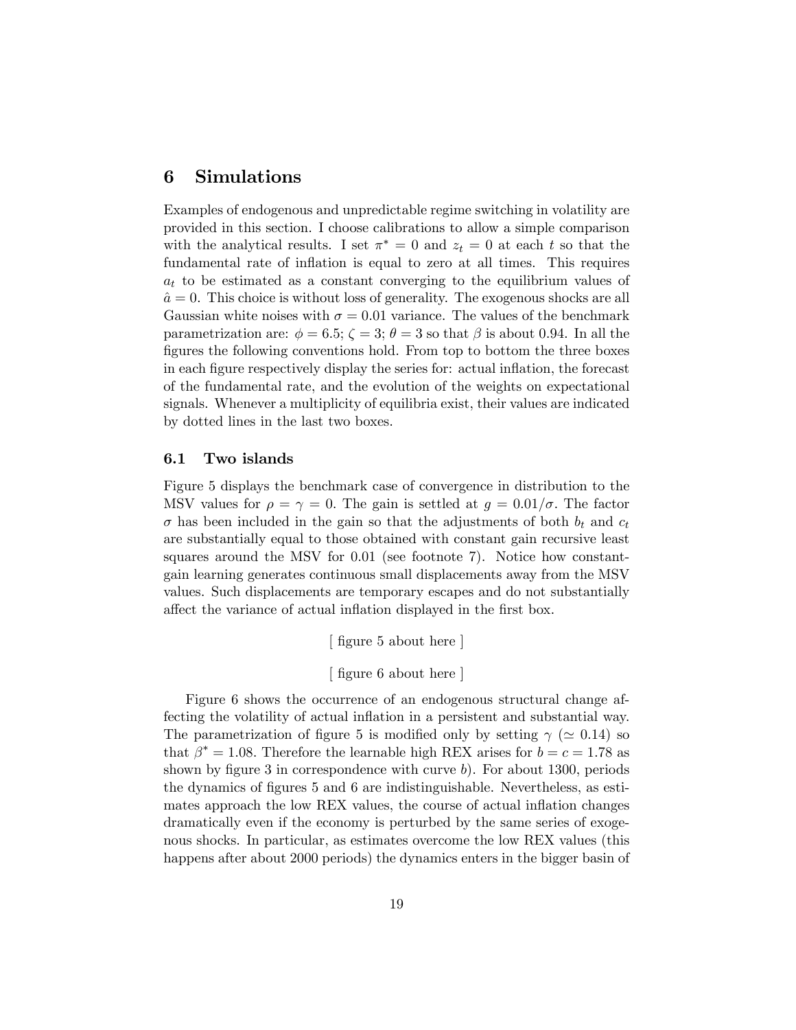## 6 Simulations

Examples of endogenous and unpredictable regime switching in volatility are provided in this section. I choose calibrations to allow a simple comparison with the analytical results. I set $\pi^* = 0$ and $z_t = 0$ at each $t$ so that the fundamental rate of inflation is equal to zero at all times. This requires $a_t$ to be estimated as a constant converging to the equilibrium values of $\hat{a} = 0$. This choice is without loss of generality. The exogenous shocks are all Gaussian white noises with $\sigma = 0.01$ variance. The values of the benchmark parametrization are: $\phi = 6.5$; $\zeta = 3$; $\theta = 3$ so that $\beta$ is about 0.94. In all the figures the following conventions hold. From top to bottom the three boxes in each figure respectively display the series for: actual inflation, the forecast of the fundamental rate, and the evolution of the weights on expectational signals. Whenever a multiplicity of equilibria exist, their values are indicated by dotted lines in the last two boxes.

### 6.1 Two islands

Figure 5 displays the benchmark case of convergence in distribution to the MSV values for $\rho = \gamma = 0$. The gain is settled at $g = 0.01/\sigma$. The factor $\sigma$ has been included in the gain so that the adjustments of both $b_t$ and $c_t$ are substantially equal to those obtained with constant gain recursive least squares around the MSV for 0.01 (see footnote 7). Notice how constant-gain learning generates continuous small displacements away from the MSV values. Such displacements are temporary escapes and do not substantially affect the variance of actual inflation displayed in the first box.

[ figure 5 about here ]

[ figure 6 about here ]

Figure 6 shows the occurrence of an endogenous structural change affecting the volatility of actual inflation in a persistent and substantial way. The parametrization of figure 5 is modified only by setting $\gamma$ ($\simeq 0.14$) so that $\beta^* = 1.08$. Therefore the learnable high REX arises for $b = c = 1.78$ as shown by figure 3 in correspondence with curve *b*). For about 1300, periods the dynamics of figures 5 and 6 are indistinguishable. Nevertheless, as estimates approach the low REX values, the course of actual inflation changes dramatically even if the economy is perturbed by the same series of exogenous shocks. In particular, as estimates overcome the low REX values (this happens after about 2000 periods) the dynamics enters in the bigger basin of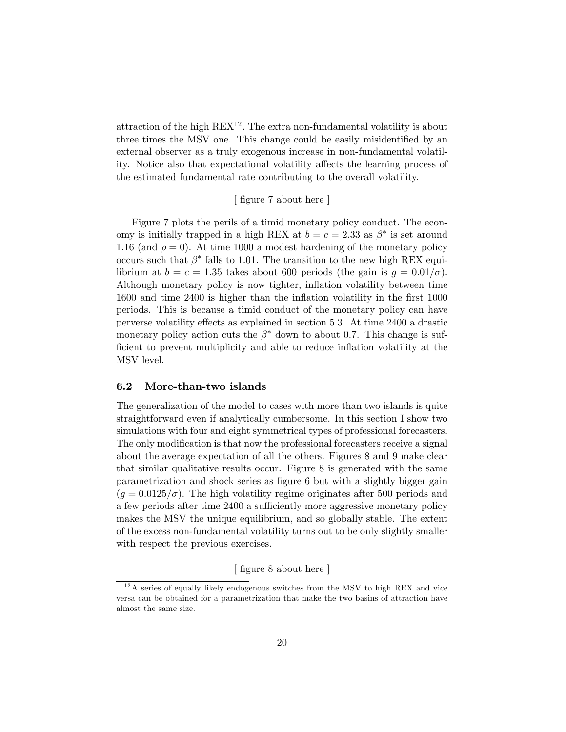attraction of the high REX[12]. The extra non-fundamental volatility is about three times the MSV one. This change could be easily misidentified by an external observer as a truly exogenous increase in non-fundamental volatility. Notice also that expectational volatility affects the learning process of the estimated fundamental rate contributing to the overall volatility.

[ figure 7 about here ]

Figure 7 plots the perils of a timid monetary policy conduct. The economy is initially trapped in a high REX at $b = c = 2.33$ as $\beta^*$ is set around 1.16 (and $\rho = 0$). At time 1000 a modest hardening of the monetary policy occurs such that $\beta^*$ falls to 1.01. The transition to the new high REX equilibrium at $b = c = 1.35$ takes about 600 periods (the gain is $g = 0.01/\sigma$). Although monetary policy is now tighter, inflation volatility between time 1600 and time 2400 is higher than the inflation volatility in the first 1000 periods. This is because a timid conduct of the monetary policy can have perverse volatility effects as explained in section 5.3. At time 2400 a drastic monetary policy action cuts the $\beta^*$ down to about 0.7. This change is sufficient to prevent multiplicity and able to reduce inflation volatility at the MSV level.

### 6.2 More-than-two islands

The generalization of the model to cases with more than two islands is quite straightforward even if analytically cumbersome. In this section I show two simulations with four and eight symmetrical types of professional forecasters. The only modification is that now the professional forecasters receive a signal about the average expectation of all the others. Figures 8 and 9 make clear that similar qualitative results occur. Figure 8 is generated with the same parametrization and shock series as figure 6 but with a slightly bigger gain ($g = 0.0125/\sigma$). The high volatility regime originates after 500 periods and a few periods after time 2400 a sufficiently more aggressive monetary policy makes the MSV the unique equilibrium, and so globally stable. The extent of the excess non-fundamental volatility turns out to be only slightly smaller with respect the previous exercises.

[ figure 8 about here ]

[12] A series of equally likely endogenous switches from the MSV to high REX and vice versa can be obtained for a parametrization that make the two basins of attraction have almost the same size.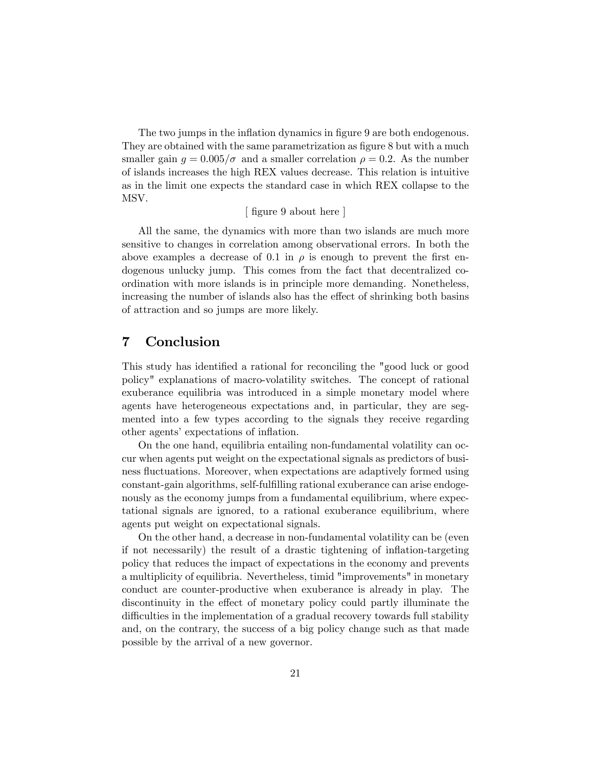The two jumps in the inflation dynamics in figure 9 are both endogenous. They are obtained with the same parametrization as figure 8 but with a much smaller gain $g = 0.005/\sigma$ and a smaller correlation $\rho = 0.2$. As the number of islands increases the high REX values decrease. This relation is intuitive as in the limit one expects the standard case in which REX collapse to the MSV.

[ figure 9 about here ]

All the same, the dynamics with more than two islands are much more sensitive to changes in correlation among observational errors. In both the above examples a decrease of 0.1 in $\rho$ is enough to prevent the first endogenous unlucky jump. This comes from the fact that decentralized coordination with more islands is in principle more demanding. Nonetheless, increasing the number of islands also has the effect of shrinking both basins of attraction and so jumps are more likely.

## 7 Conclusion

This study has identified a rational for reconciling the "good luck or good policy" explanations of macro-volatility switches. The concept of rational exuberance equilibria was introduced in a simple monetary model where agents have heterogeneous expectations and, in particular, they are segmented into a few types according to the signals they receive regarding other agents' expectations of inflation.

On the one hand, equilibria entailing non-fundamental volatility can occur when agents put weight on the expectational signals as predictors of business fluctuations. Moreover, when expectations are adaptively formed using constant-gain algorithms, self-fulfilling rational exuberance can arise endogenously as the economy jumps from a fundamental equilibrium, where expectational signals are ignored, to a rational exuberance equilibrium, where agents put weight on expectational signals.

On the other hand, a decrease in non-fundamental volatility can be (even if not necessarily) the result of a drastic tightening of inflation-targeting policy that reduces the impact of expectations in the economy and prevents a multiplicity of equilibria. Nevertheless, timid "improvements" in monetary conduct are counter-productive when exuberance is already in play. The discontinuity in the effect of monetary policy could partly illuminate the difficulties in the implementation of a gradual recovery towards full stability and, on the contrary, the success of a big policy change such as that made possible by the arrival of a new governor.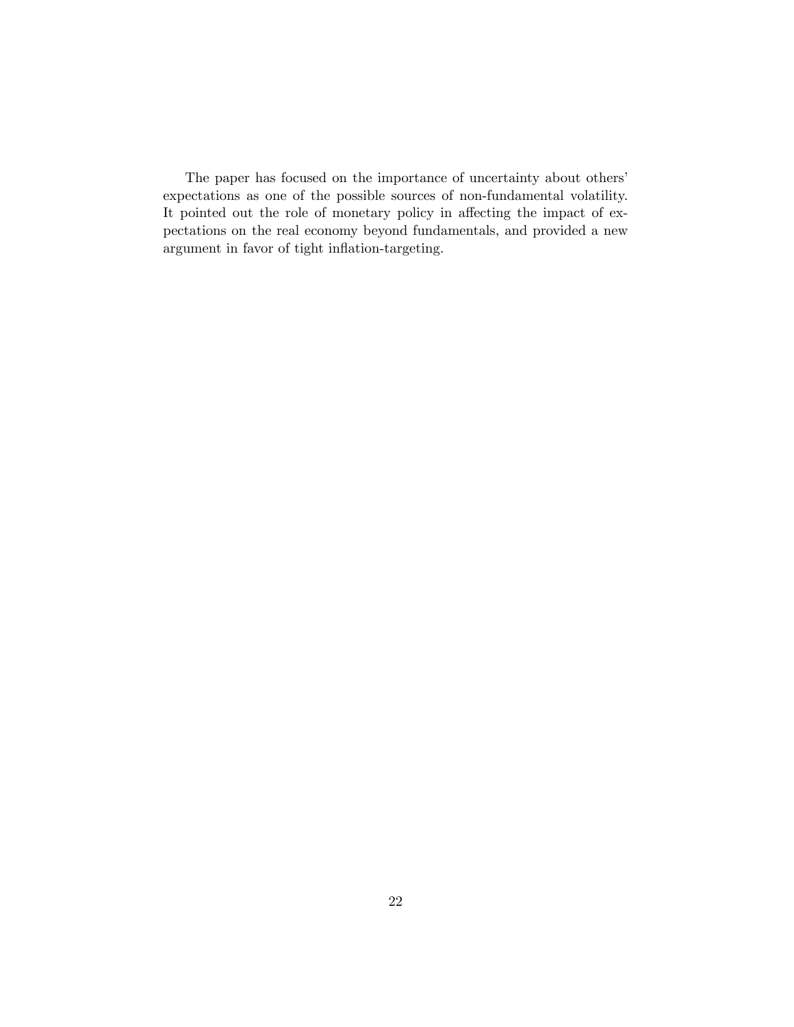The paper has focused on the importance of uncertainty about others' expectations as one of the possible sources of non-fundamental volatility. It pointed out the role of monetary policy in affecting the impact of expectations on the real economy beyond fundamentals, and provided a new argument in favor of tight inflation-targeting.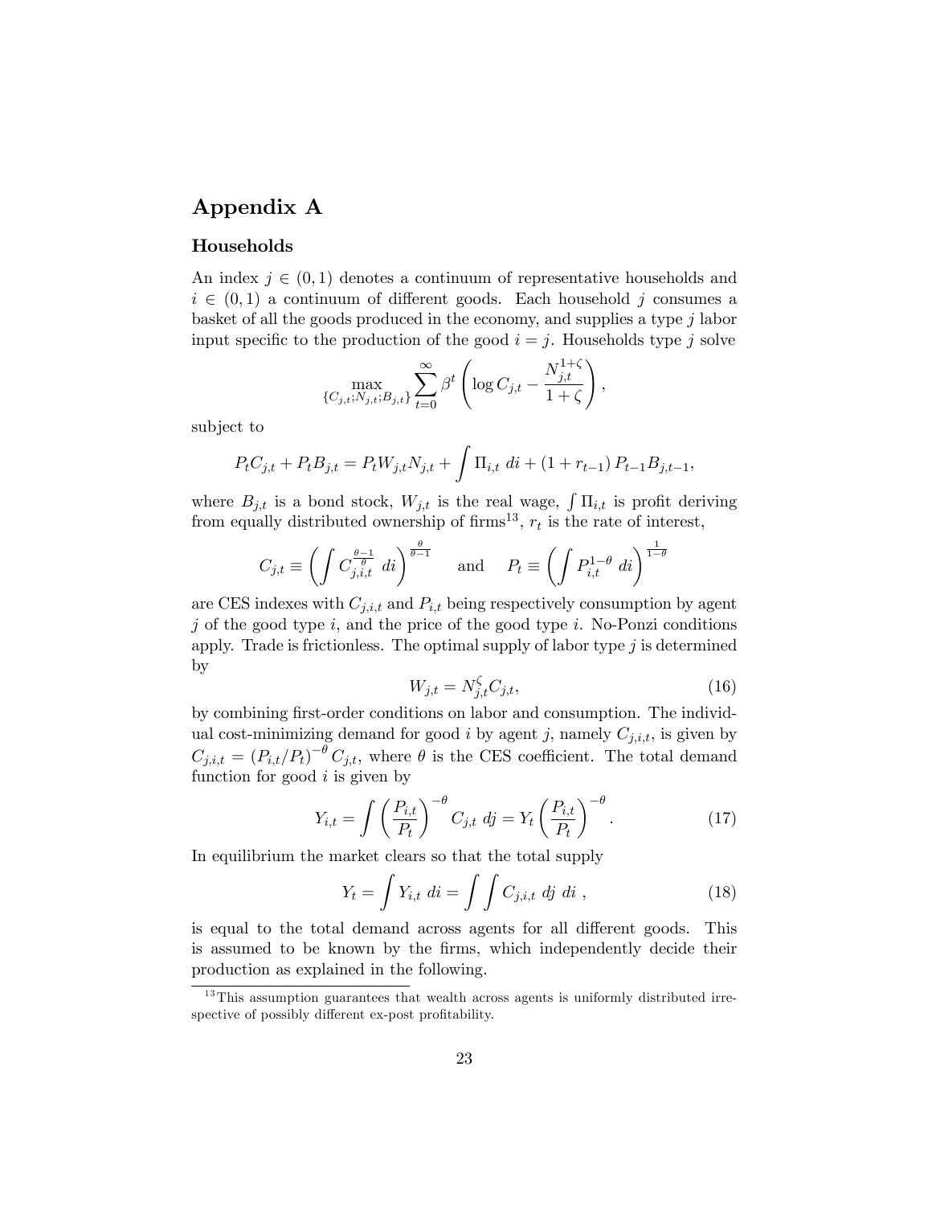# Appendix A

### Households

An index $j \in (0,1)$ denotes a continuum of representative households and $i \in (0,1)$ a continuum of different goods. Each household $j$ consumes a basket of all the goods produced in the economy, and supplies a type $j$ labor input specific to the production of the good $i = j$. Households type $j$ solve

$$\max_{\{C_{j,t};N_{j,t};B_{j,t}\}} \sum_{t=0}^{\infty} \beta^t \left( \log C_{j,t} - \frac{N_{j,t}^{1+\zeta}}{1+\zeta} \right),$$

subject to

$$P_t C_{j,t} + P_t B_{j,t} = P_t W_{j,t} N_{j,t} + \int \Pi_{i,t} \, di + (1 + r_{t-1}) P_{t-1} B_{j,t-1},$$

where $B_{j,t}$ is a bond stock, $W_{j,t}$ is the real wage, $\int \Pi_{i,t}$ is profit deriving from equally distributed ownership of firms[13], $r_t$ is the rate of interest,

$$C_{j,t} \equiv \left( \int C_{j,i,t}^{\frac{\theta-1}{\theta}} \, di \right)^{\frac{\theta}{\theta-1}} \quad \text{and} \quad P_t \equiv \left( \int P_{i,t}^{1-\theta} \, di \right)^{\frac{1}{1-\theta}}$$

are CES indexes with $C_{j,i,t}$ and $P_{i,t}$ being respectively consumption by agent $j$ of the good type $i$, and the price of the good type $i$. No-Ponzi conditions apply. Trade is frictionless. The optimal supply of labor type $j$ is determined by

$$W_{j,t} = N_{j,t}^{\zeta} C_{j,t}, \tag{16}$$

by combining first-order conditions on labor and consumption. The individual cost-minimizing demand for good $i$ by agent $j$, namely $C_{j,i,t}$, is given by $C_{j,i,t} = (P_{i,t}/P_t)^{-\theta} C_{j,t}$, where $\theta$ is the CES coefficient. The total demand function for good $i$ is given by

$$Y_{i,t} = \int \left( \frac{P_{i,t}}{P_t} \right)^{-\theta} C_{j,t} \, dj = Y_t \left( \frac{P_{i,t}}{P_t} \right)^{-\theta}. \tag{17}$$

In equilibrium the market clears so that the total supply

$$Y_t = \int Y_{i,t} \, di = \int \int C_{j,i,t} \, dj \, di \ , \tag{18}$$

is equal to the total demand across agents for all different goods. This is assumed to be known by the firms, which independently decide their production as explained in the following.

[13] This assumption guarantees that wealth across agents is uniformly distributed irrespective of possibly different ex-post profitability.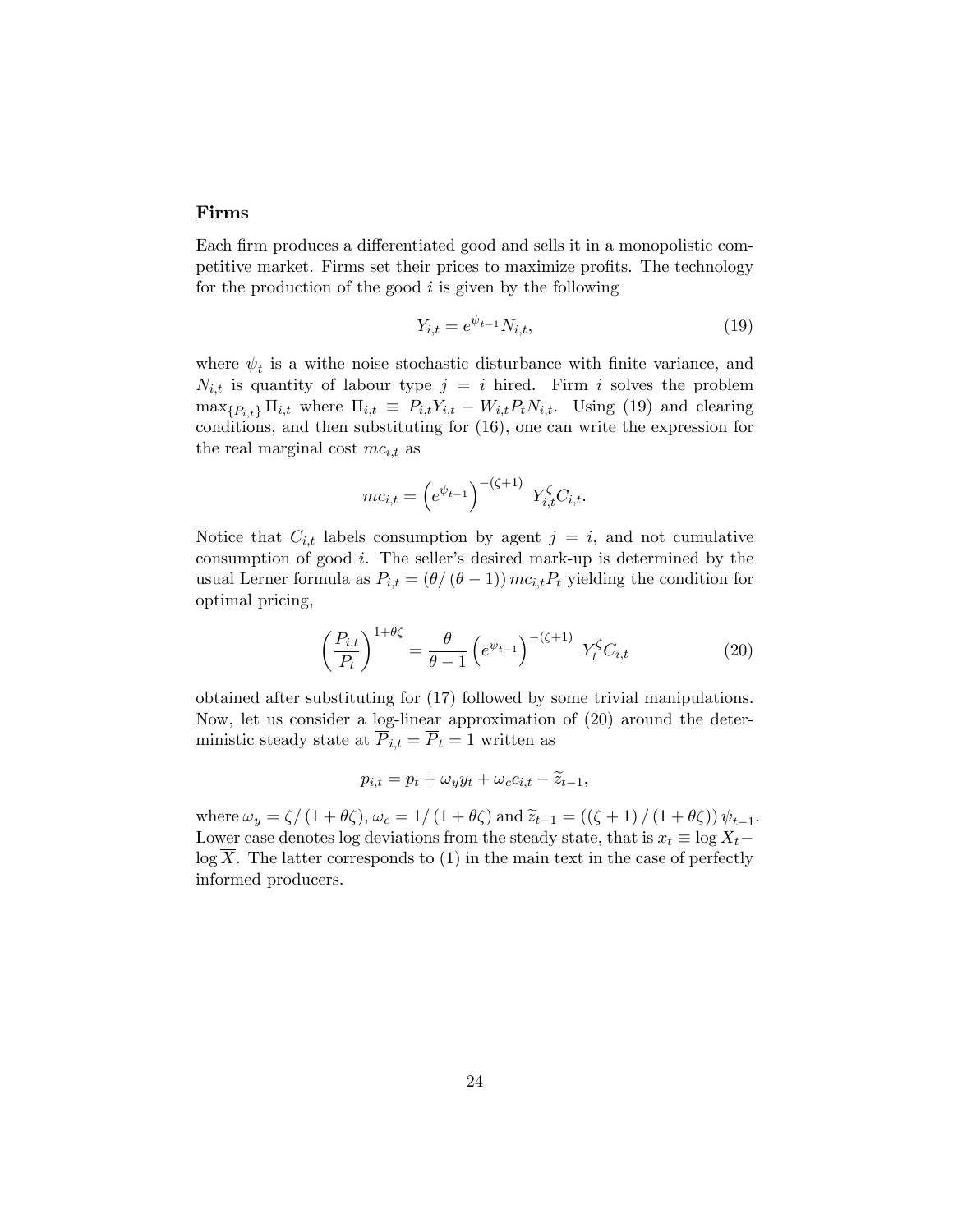### Firms

Each firm produces a differentiated good and sells it in a monopolistic competitive market. Firms set their prices to maximize profits. The technology for the production of the good $i$ is given by the following

$$Y_{i,t} = e^{\psi_{t-1}} N_{i,t}, \tag{19}$$

where $\psi_t$ is a withe noise stochastic disturbance with finite variance, and $N_{i,t}$ is quantity of labour type $j = i$ hired. Firm $i$ solves the problem $\max_{\{P_{i,t}\}} \Pi_{i,t}$ where $\Pi_{i,t} \equiv P_{i,t}Y_{i,t} - W_{i,t}P_t N_{i,t}$. Using (19) and clearing conditions, and then substituting for (16), one can write the expression for the real marginal cost $mc_{i,t}$ as

$$mc_{i,t} = \left(e^{\psi_{t-1}}\right)^{-(\zeta+1)} \; Y_{i,t}^{\zeta} C_{i,t}.$$

Notice that $C_{i,t}$ labels consumption by agent $j = i$, and not cumulative consumption of good $i$. The seller's desired mark-up is determined by the usual Lerner formula as $P_{i,t} = (\theta/(\theta-1))\, mc_{i,t} P_t$ yielding the condition for optimal pricing,

$$\left(\frac{P_{i,t}}{P_t}\right)^{1+\theta\zeta} = \frac{\theta}{\theta-1}\left(e^{\psi_{t-1}}\right)^{-(\zeta+1)} \; Y_t^{\zeta} C_{i,t} \tag{20}$$

obtained after substituting for (17) followed by some trivial manipulations. Now, let us consider a log-linear approximation of (20) around the deterministic steady state at $\overline{P}_{i,t} = \overline{P}_t = 1$ written as

$$p_{i,t} = p_t + \omega_y y_t + \omega_c c_{i,t} - \widetilde{z}_{t-1},$$

where $\omega_y = \zeta/(1+\theta\zeta)$, $\omega_c = 1/(1+\theta\zeta)$ and $\widetilde{z}_{t-1} = ((\zeta+1)/(1+\theta\zeta))\,\psi_{t-1}$. Lower case denotes log deviations from the steady state, that is $x_t \equiv \log X_t - \log \overline{X}$. The latter corresponds to (1) in the main text in the case of perfectly informed producers.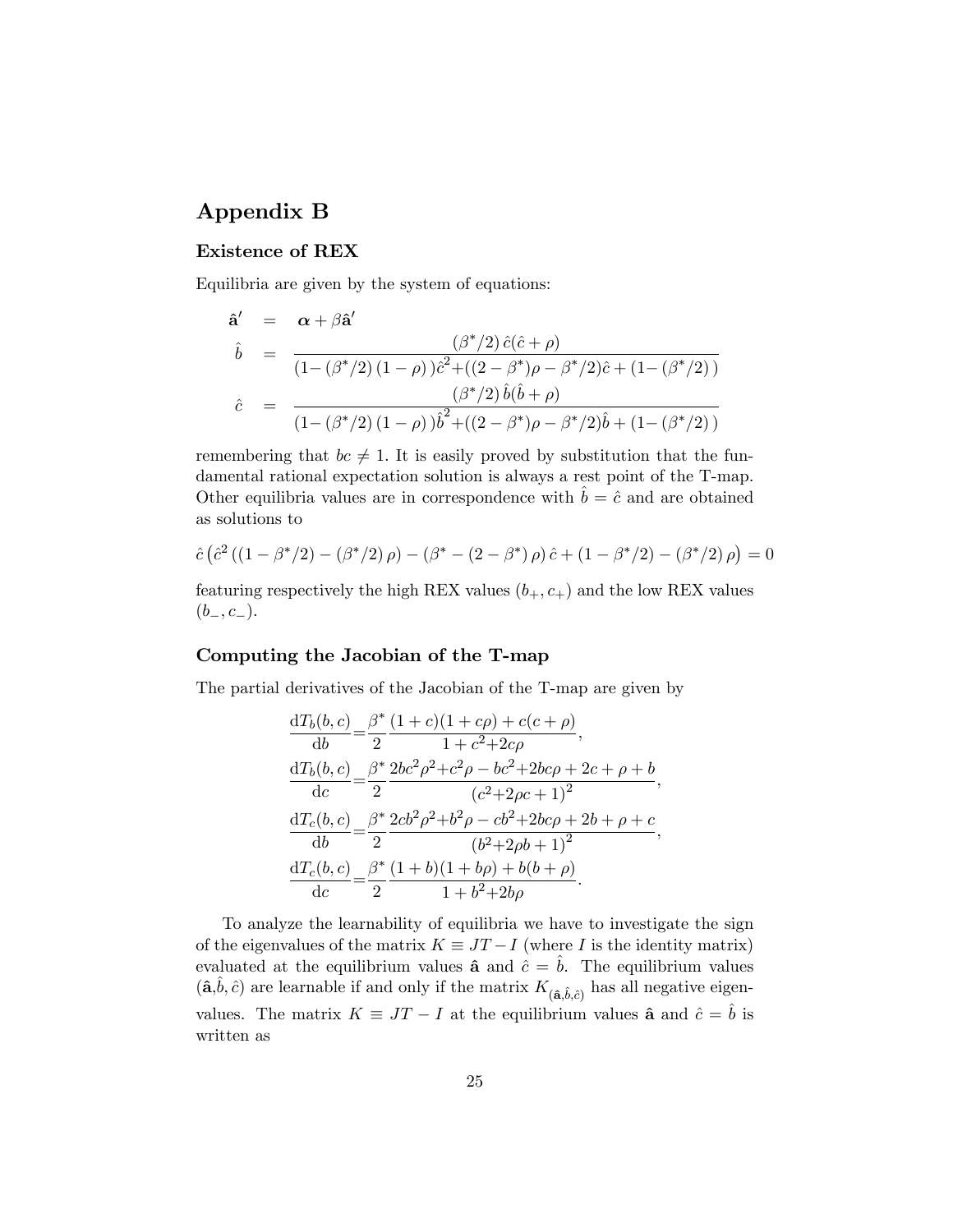# Appendix B

### Existence of REX

Equilibria are given by the system of equations:

$$
\begin{aligned}
\hat{\mathbf{a}}' &= \boldsymbol{\alpha} + \beta \hat{\mathbf{a}}' \\
\hat{b} &= \frac{(\beta^*/2)\,\hat{c}(\hat{c}+\rho)}{(1-(\beta^*/2)\,(1-\rho)\,)\hat{c}^2 + ((2-\beta^*)\rho - \beta^*/2)\hat{c} + (1-(\beta^*/2)\,)} \\
\hat{c} &= \frac{(\beta^*/2)\,\hat{b}(\hat{b}+\rho)}{(1-(\beta^*/2)\,(1-\rho)\,)\hat{b}^2 + ((2-\beta^*)\rho - \beta^*/2)\hat{b} + (1-(\beta^*/2)\,)}
\end{aligned}
$$

remembering that $bc \neq 1$. It is easily proved by substitution that the fundamental rational expectation solution is always a rest point of the T-map. Other equilibria values are in correspondence with $\hat{b} = \hat{c}$ and are obtained as solutions to

$$
\hat{c}\left(\hat{c}^2\left((1-\beta^*/2) - (\beta^*/2)\,\rho\right) - \left(\beta^* - (2-\beta^*)\,\rho\right)\hat{c} + (1-\beta^*/2) - (\beta^*/2)\,\rho\right) = 0
$$

featuring respectively the high REX values $(b_+, c_+)$ and the low REX values $(b_-, c_-)$.

### Computing the Jacobian of the T-map

The partial derivatives of the Jacobian of the T-map are given by

$$
\begin{aligned}
\frac{\mathrm{d}T_b(b,c)}{\mathrm{d}b} &= \frac{\beta^*}{2}\frac{(1+c)(1+c\rho) + c(c+\rho)}{1+c^2+2c\rho}, \\
\frac{\mathrm{d}T_b(b,c)}{\mathrm{d}c} &= \frac{\beta^*}{2}\frac{2bc^2\rho^2 + c^2\rho - bc^2 + 2bc\rho + 2c + \rho + b}{\left(c^2+2\rho c+1\right)^2}, \\
\frac{\mathrm{d}T_c(b,c)}{\mathrm{d}b} &= \frac{\beta^*}{2}\frac{2cb^2\rho^2 + b^2\rho - cb^2 + 2bc\rho + 2b + \rho + c}{\left(b^2+2\rho b+1\right)^2}, \\
\frac{\mathrm{d}T_c(b,c)}{\mathrm{d}c} &= \frac{\beta^*}{2}\frac{(1+b)(1+b\rho) + b(b+\rho)}{1+b^2+2b\rho}.
\end{aligned}
$$

To analyze the learnability of equilibria we have to investigate the sign of the eigenvalues of the matrix $K \equiv JT - I$ (where $I$ is the identity matrix) evaluated at the equilibrium values $\hat{\mathbf{a}}$ and $\hat{c} = \hat{b}$. The equilibrium values $(\hat{\mathbf{a}}, \hat{b}, \hat{c})$ are learnable if and only if the matrix $K_{(\hat{\mathbf{a}}, \hat{b}, \hat{c})}$ has all negative eigenvalues. The matrix $K \equiv JT - I$ at the equilibrium values $\hat{\mathbf{a}}$ and $\hat{c} = \hat{b}$ is written as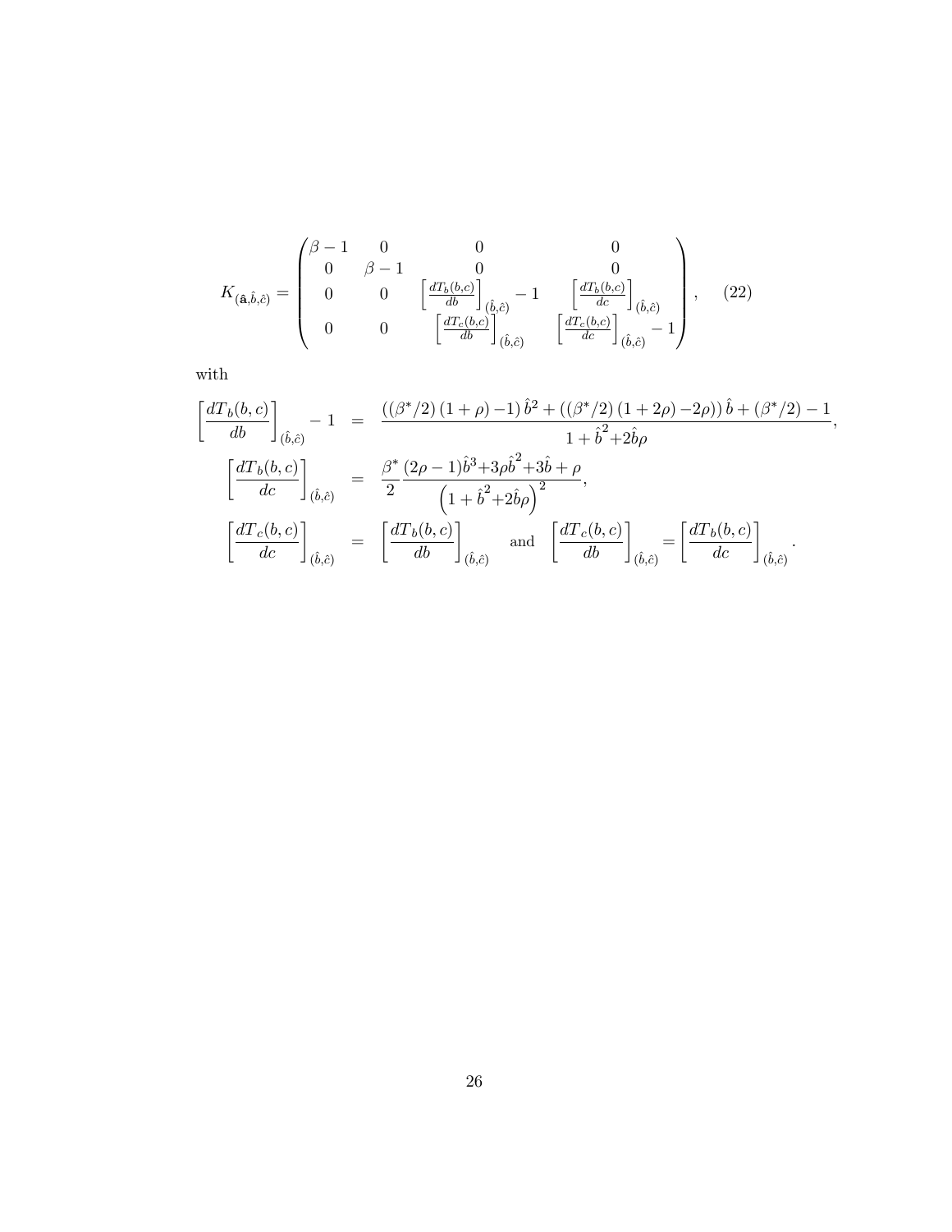$$
K_{(\hat{\mathbf{a}},\hat{b},\hat{c})} = \begin{pmatrix} \beta - 1 & 0 & 0 & 0 \\ 0 & \beta - 1 & 0 & 0 \\ 0 & 0 & \left[\frac{dT_b(b,c)}{db}\right]_{(\hat{b},\hat{c})} - 1 & \left[\frac{dT_b(b,c)}{dc}\right]_{(\hat{b},\hat{c})} \\ 0 & 0 & \left[\frac{dT_c(b,c)}{db}\right]_{(\hat{b},\hat{c})} & \left[\frac{dT_c(b,c)}{dc}\right]_{(\hat{b},\hat{c})} - 1 \end{pmatrix}, \tag{22}
$$

with

$$
\begin{aligned}
\left[\frac{dT_b(b,c)}{db}\right]_{(\hat{b},\hat{c})} - 1 &= \frac{\left((\beta^*/2)\,(1+\rho)-1\right)\hat{b}^2 + \left((\beta^*/2)\,(1+2\rho)-2\rho\right)\hat{b} + (\beta^*/2) - 1}{1+\hat{b}^2+2\hat{b}\rho}, \\
\left[\frac{dT_b(b,c)}{dc}\right]_{(\hat{b},\hat{c})} &= \frac{\beta^*}{2}\frac{(2\rho-1)\hat{b}^3+3\rho\hat{b}^2+3\hat{b}+\rho}{\left(1+\hat{b}^2+2\hat{b}\rho\right)^2}, \\
\left[\frac{dT_c(b,c)}{dc}\right]_{(\hat{b},\hat{c})} &= \left[\frac{dT_b(b,c)}{db}\right]_{(\hat{b},\hat{c})} \quad \text{and} \quad \left[\frac{dT_c(b,c)}{db}\right]_{(\hat{b},\hat{c})} = \left[\frac{dT_b(b,c)}{dc}\right]_{(\hat{b},\hat{c})}.
\end{aligned}
$$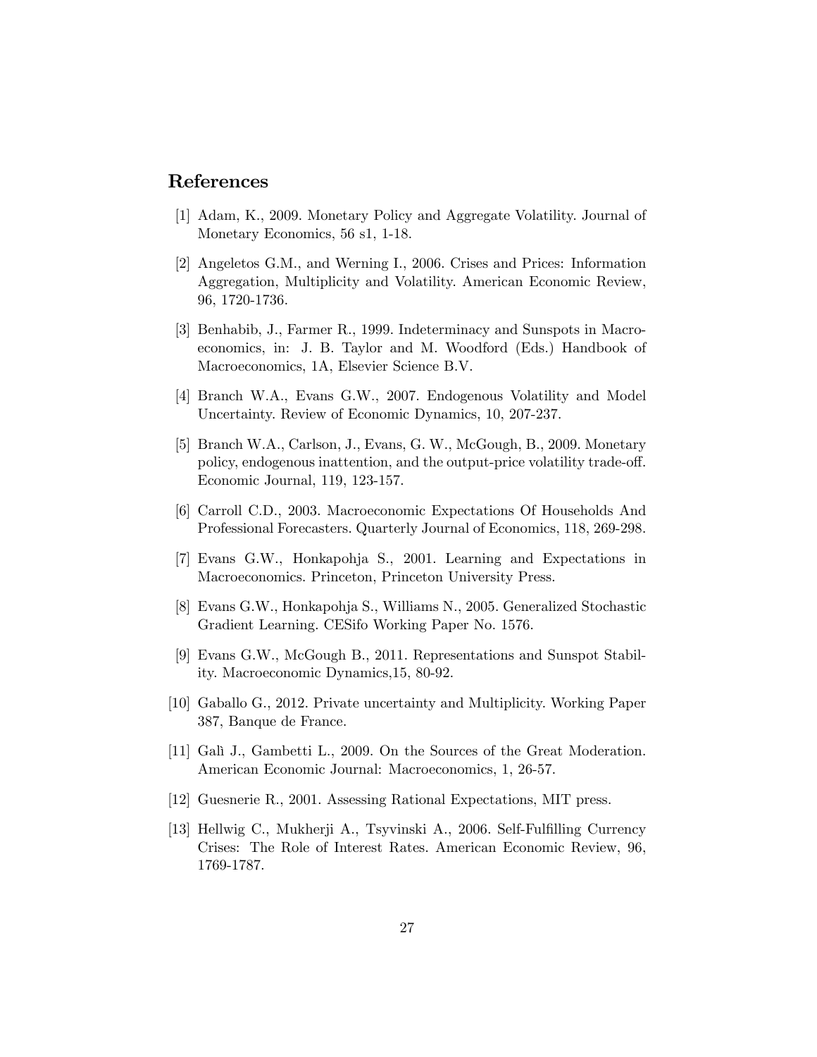## References

[1] Adam, K., 2009. Monetary Policy and Aggregate Volatility. Journal of Monetary Economics, 56 s1, 1-18.

[2] Angeletos G.M., and Werning I., 2006. Crises and Prices: Information Aggregation, Multiplicity and Volatility. American Economic Review, 96, 1720-1736.

[3] Benhabib, J., Farmer R., 1999. Indeterminacy and Sunspots in Macroeconomics, in: J. B. Taylor and M. Woodford (Eds.) Handbook of Macroeconomics, 1A, Elsevier Science B.V.

[4] Branch W.A., Evans G.W., 2007. Endogenous Volatility and Model Uncertainty. Review of Economic Dynamics, 10, 207-237.

[5] Branch W.A., Carlson, J., Evans, G. W., McGough, B., 2009. Monetary policy, endogenous inattention, and the output-price volatility trade-off. Economic Journal, 119, 123-157.

[6] Carroll C.D., 2003. Macroeconomic Expectations Of Households And Professional Forecasters. Quarterly Journal of Economics, 118, 269-298.

[7] Evans G.W., Honkapohja S., 2001. Learning and Expectations in Macroeconomics. Princeton, Princeton University Press.

[8] Evans G.W., Honkapohja S., Williams N., 2005. Generalized Stochastic Gradient Learning. CESifo Working Paper No. 1576.

[9] Evans G.W., McGough B., 2011. Representations and Sunspot Stability. Macroeconomic Dynamics,15, 80-92.

[10] Gaballo G., 2012. Private uncertainty and Multiplicity. Working Paper 387, Banque de France.

[11] Galì J., Gambetti L., 2009. On the Sources of the Great Moderation. American Economic Journal: Macroeconomics, 1, 26-57.

[12] Guesnerie R., 2001. Assessing Rational Expectations, MIT press.

[13] Hellwig C., Mukherji A., Tsyvinski A., 2006. Self-Fulfilling Currency Crises: The Role of Interest Rates. American Economic Review, 96, 1769-1787.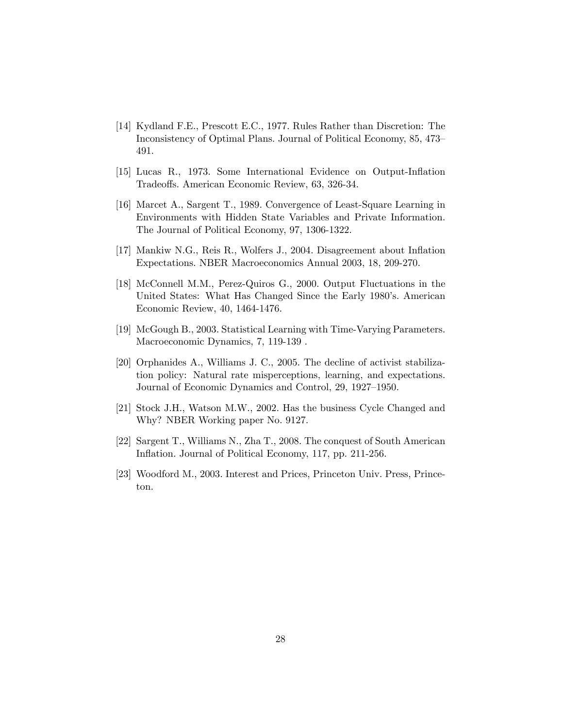[14] Kydland F.E., Prescott E.C., 1977. Rules Rather than Discretion: The Inconsistency of Optimal Plans. Journal of Political Economy, 85, 473–491.

[15] Lucas R., 1973. Some International Evidence on Output-Inflation Tradeoffs. American Economic Review, 63, 326-34.

[16] Marcet A., Sargent T., 1989. Convergence of Least-Square Learning in Environments with Hidden State Variables and Private Information. The Journal of Political Economy, 97, 1306-1322.

[17] Mankiw N.G., Reis R., Wolfers J., 2004. Disagreement about Inflation Expectations. NBER Macroeconomics Annual 2003, 18, 209-270.

[18] McConnell M.M., Perez-Quiros G., 2000. Output Fluctuations in the United States: What Has Changed Since the Early 1980's. American Economic Review, 40, 1464-1476.

[19] McGough B., 2003. Statistical Learning with Time-Varying Parameters. Macroeconomic Dynamics, 7, 119-139 .

[20] Orphanides A., Williams J. C., 2005. The decline of activist stabilization policy: Natural rate misperceptions, learning, and expectations. Journal of Economic Dynamics and Control, 29, 1927–1950.

[21] Stock J.H., Watson M.W., 2002. Has the business Cycle Changed and Why? NBER Working paper No. 9127.

[22] Sargent T., Williams N., Zha T., 2008. The conquest of South American Inflation. Journal of Political Economy, 117, pp. 211-256.

[23] Woodford M., 2003. Interest and Prices, Princeton Univ. Press, Princeton.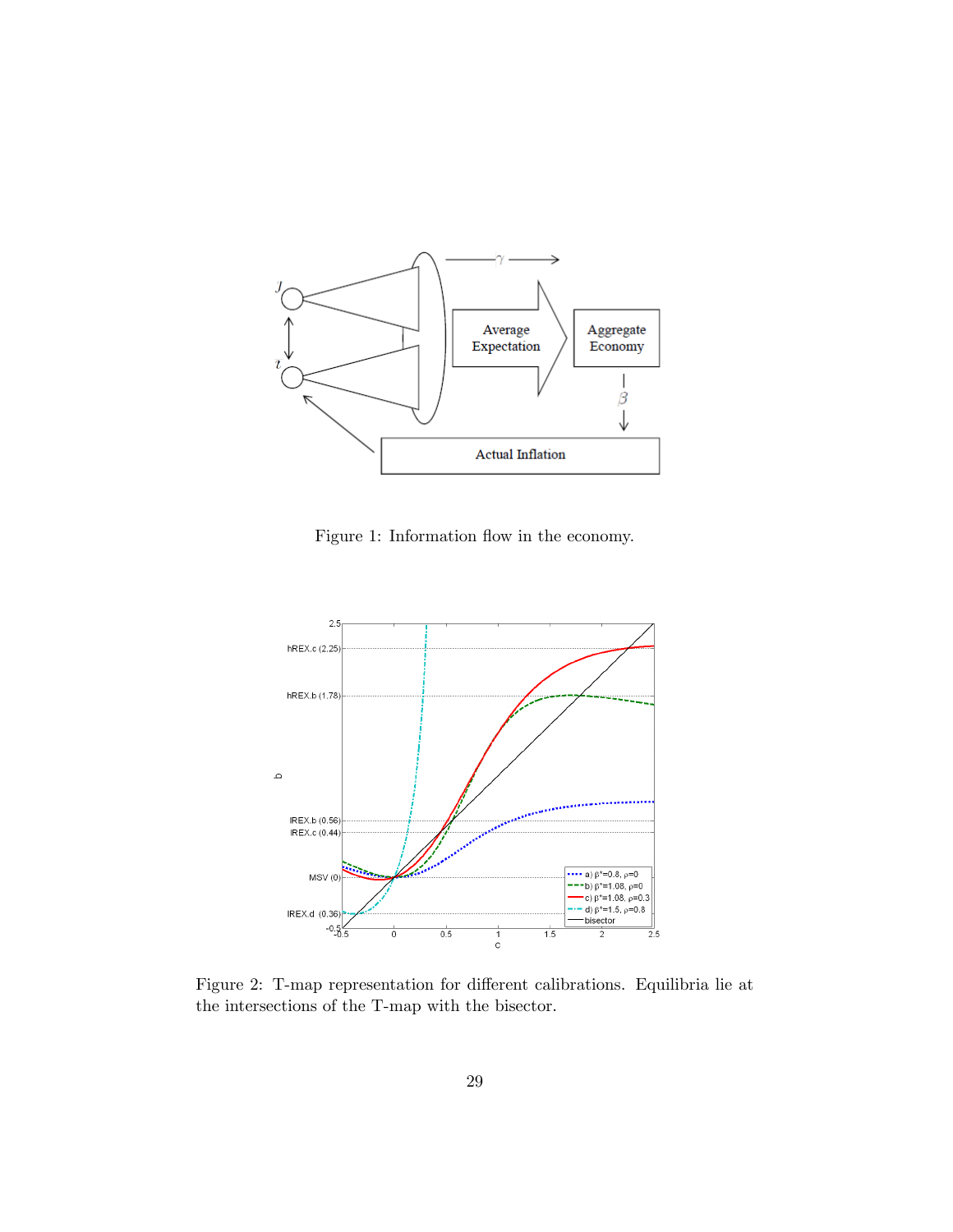Figure 1: Information flow in the economy.

Figure 2: T-map representation for different calibrations. Equilibria lie at the intersections of the T-map with the bisector.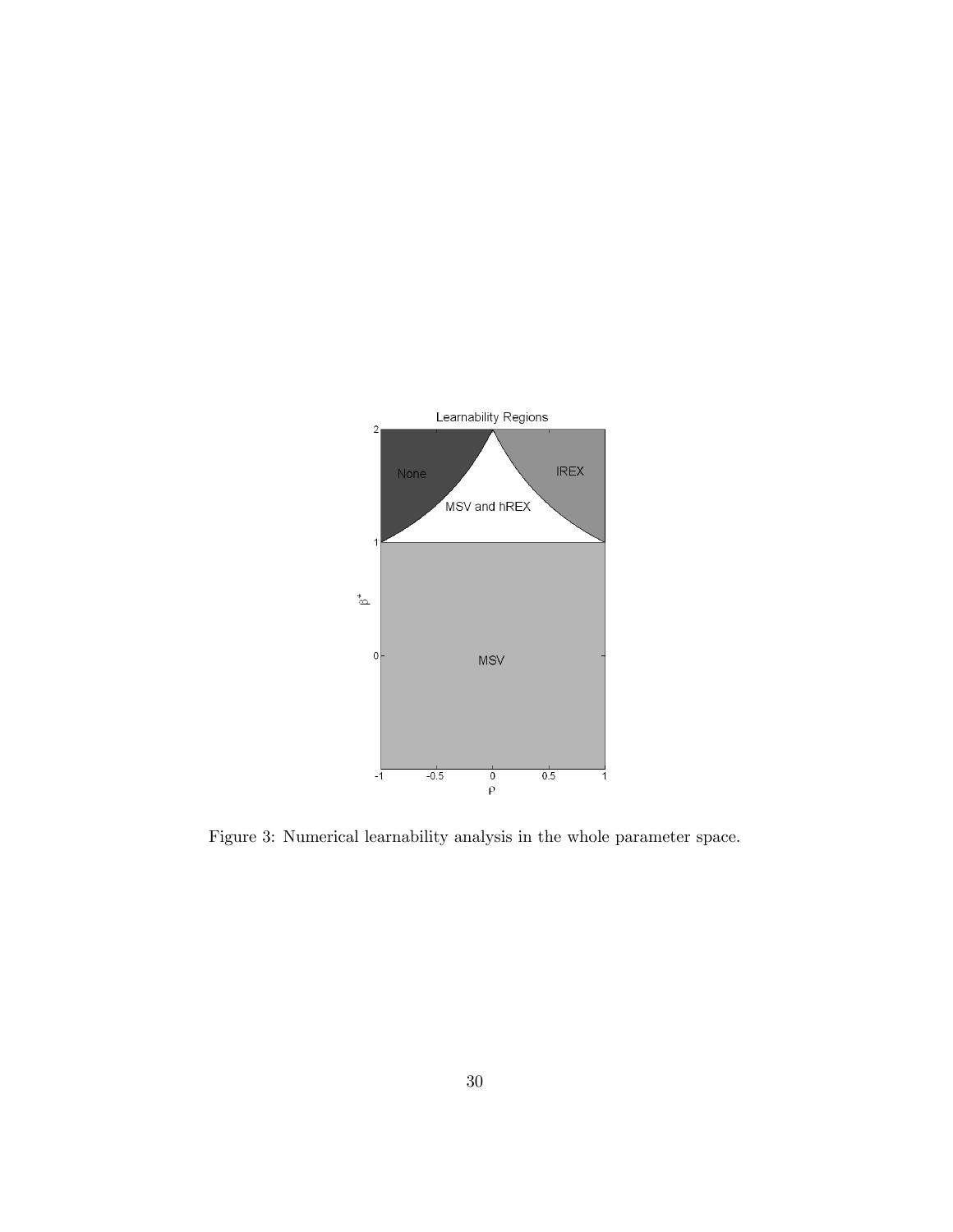Figure 3: Numerical learnability analysis in the whole parameter space.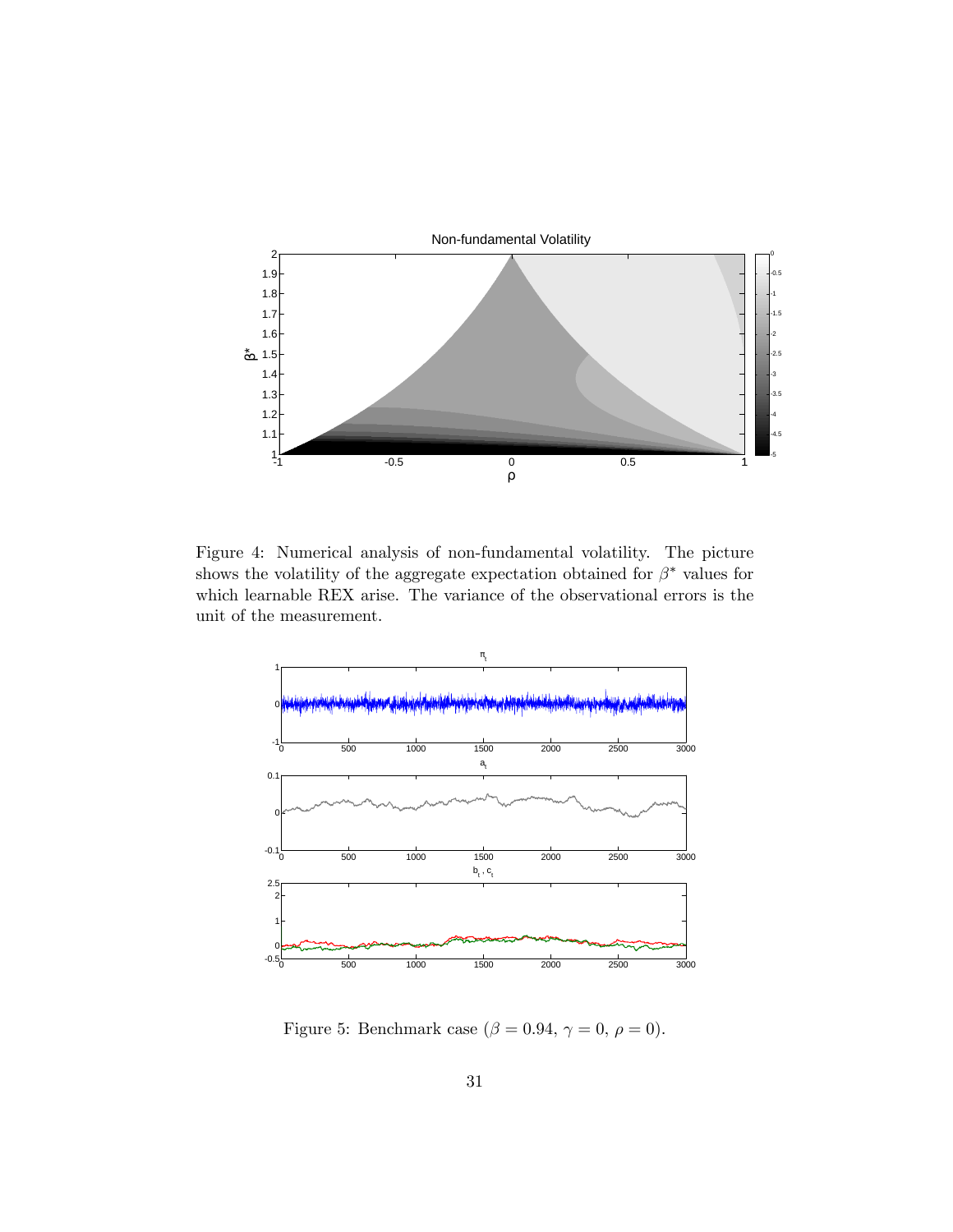Figure 4: Numerical analysis of non-fundamental volatility. The picture shows the volatility of the aggregate expectation obtained for $\beta^*$ values for which learnable REX arise. The variance of the observational errors is the unit of the measurement.

Figure 5: Benchmark case ($\beta = 0.94$, $\gamma = 0$, $\rho = 0$).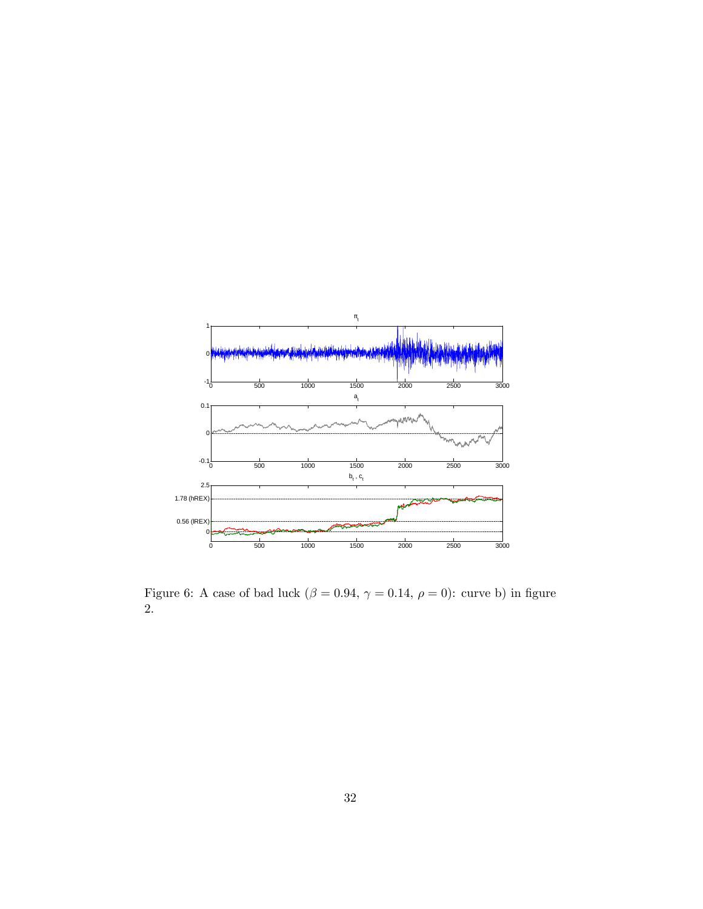Figure 6: A case of bad luck ($\beta = 0.94$, $\gamma = 0.14$, $\rho = 0$): curve b) in figure 2.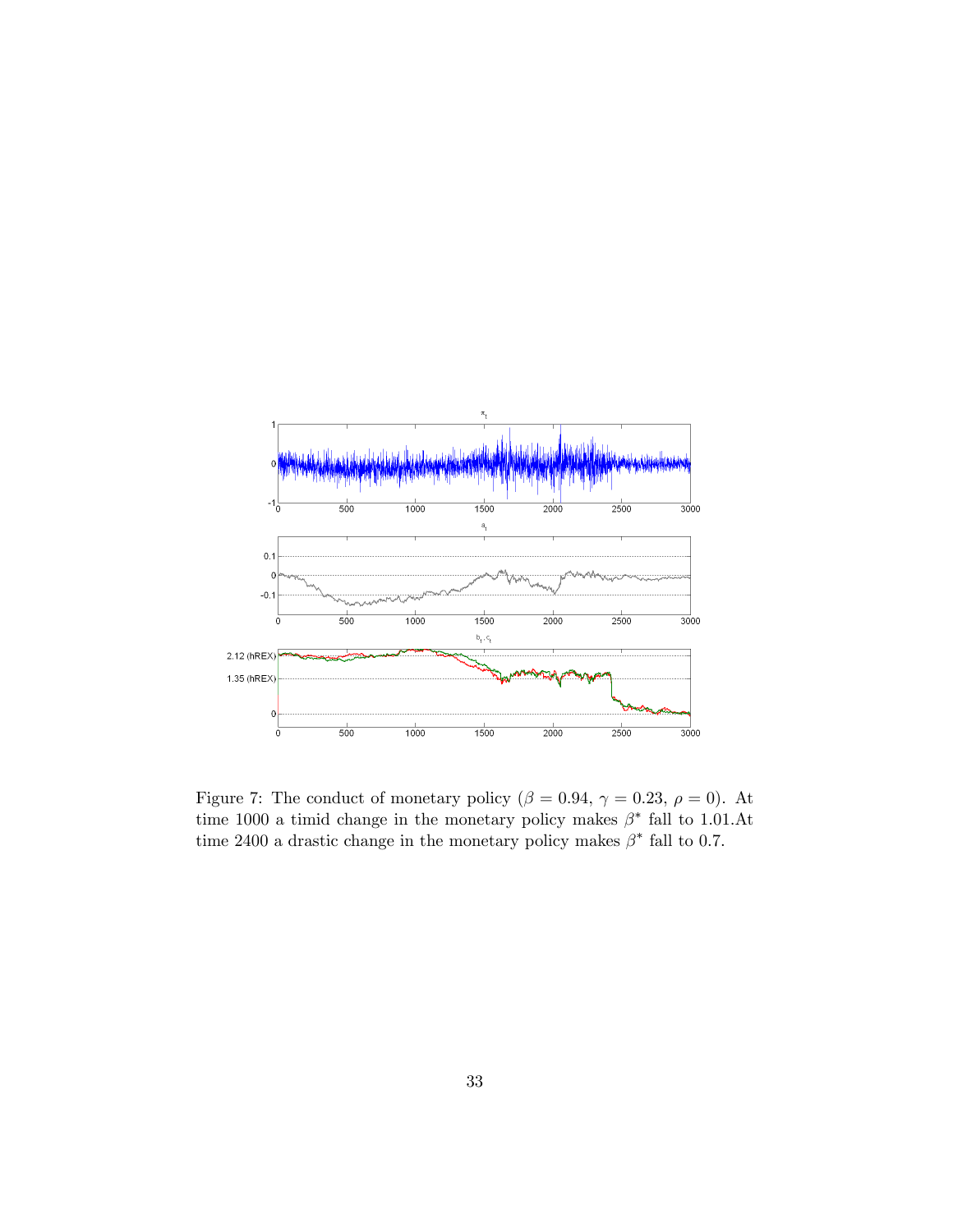Figure 7: The conduct of monetary policy ($\beta = 0.94$, $\gamma = 0.23$, $\rho = 0$). At time 1000 a timid change in the monetary policy makes $\beta^*$ fall to 1.01.At time 2400 a drastic change in the monetary policy makes $\beta^*$ fall to 0.7.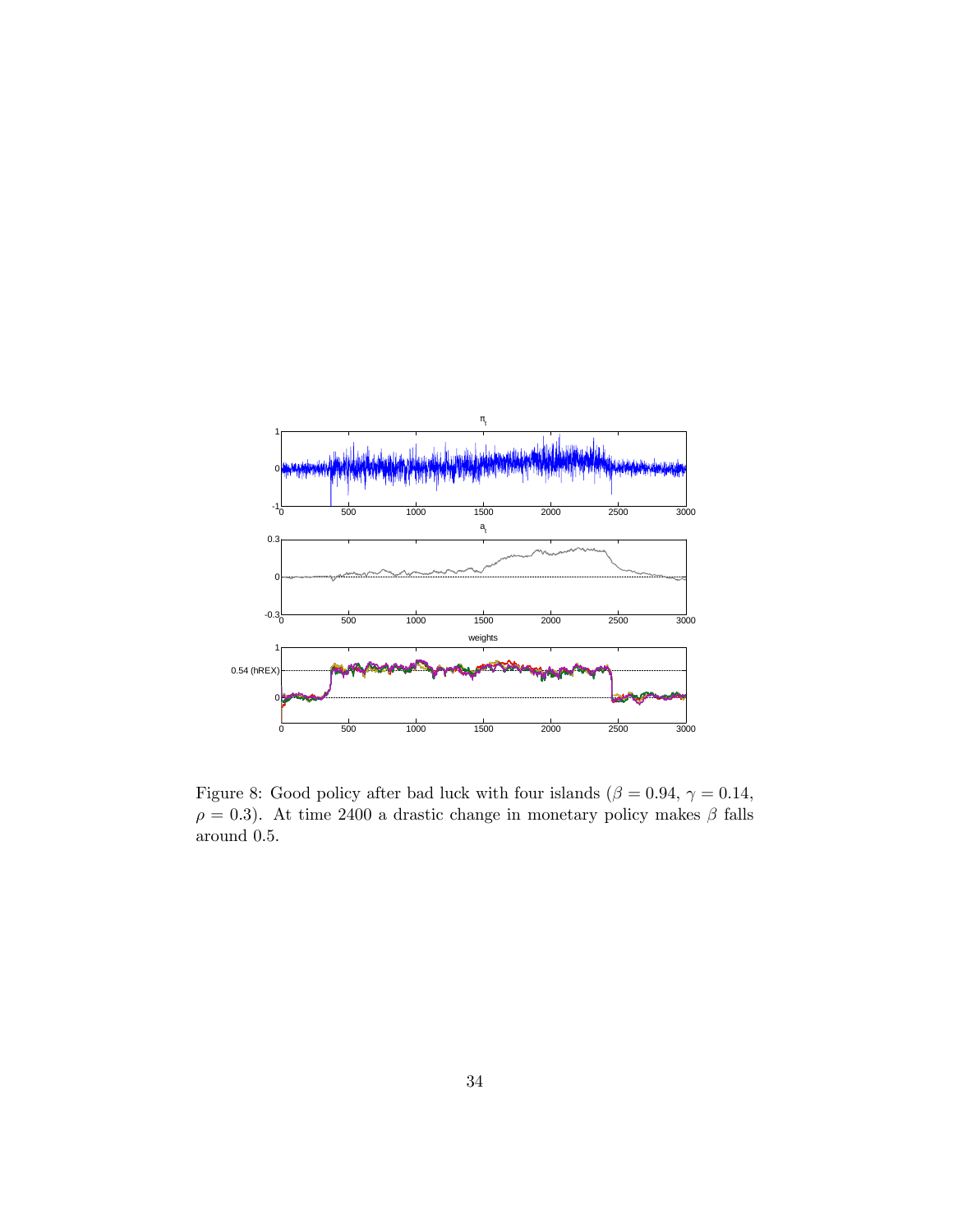Figure 8: Good policy after bad luck with four islands ($\beta = 0.94$, $\gamma = 0.14$, $\rho = 0.3$). At time 2400 a drastic change in monetary policy makes $\beta$ falls around 0.5.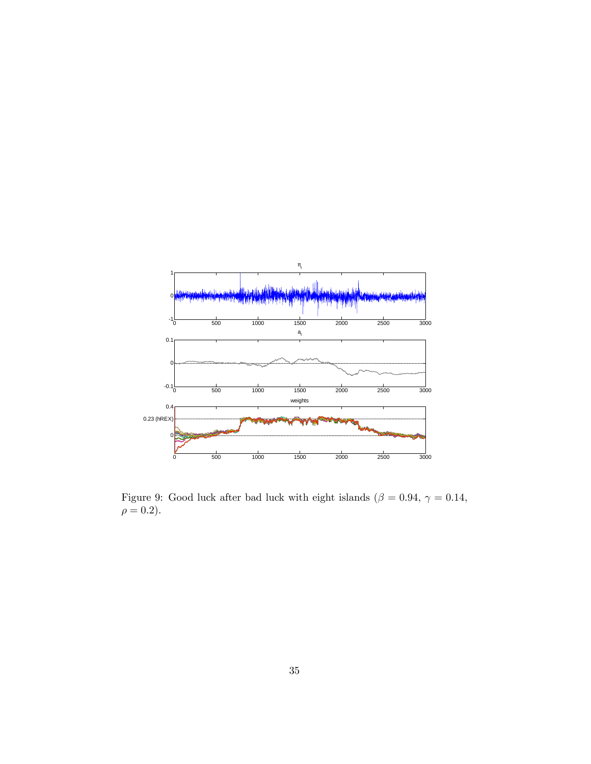Figure 9: Good luck after bad luck with eight islands ($\beta = 0.94$, $\gamma = 0.14$, $\rho = 0.2$).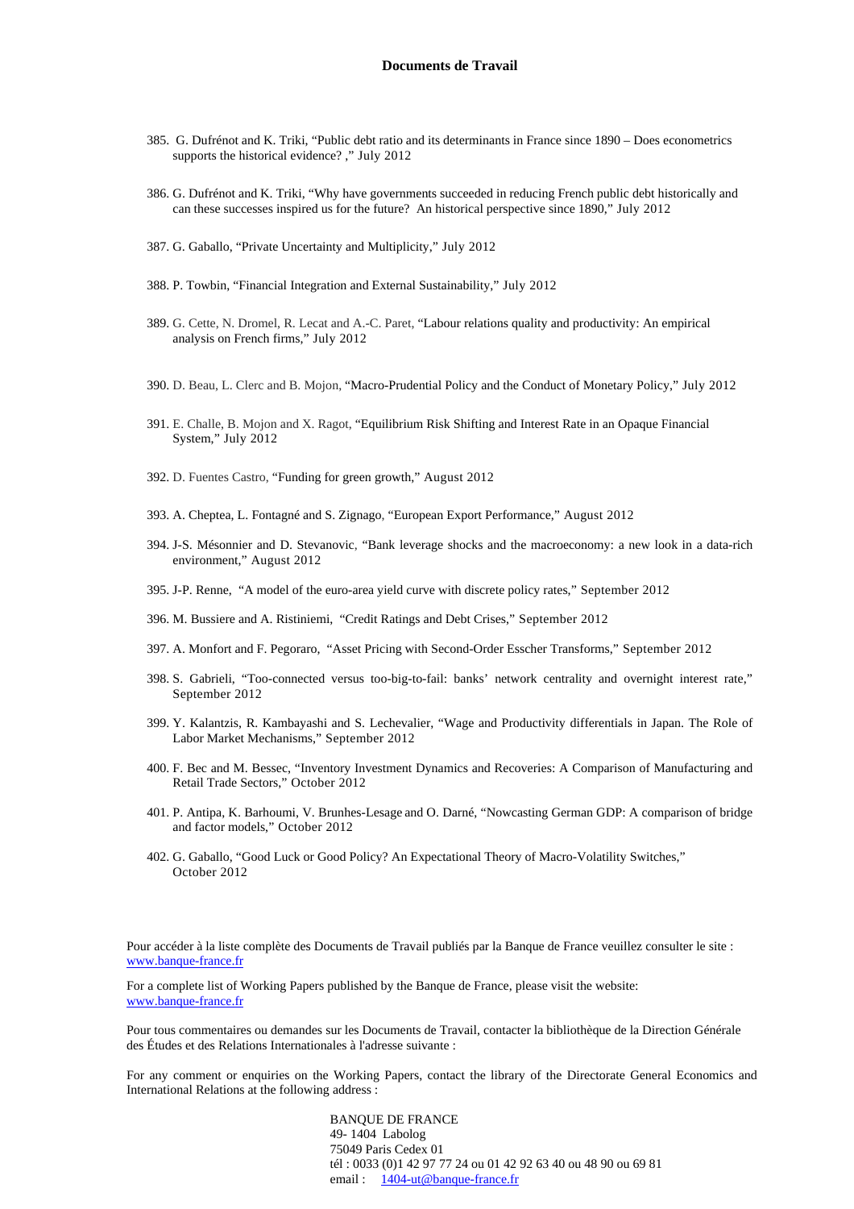## Documents de Travail

385. G. Dufrénot and K. Triki, "Public debt ratio and its determinants in France since 1890 – Does econometrics supports the historical evidence? ," July 2012

386. G. Dufrénot and K. Triki, "Why have governments succeeded in reducing French public debt historically and can these successes inspired us for the future? An historical perspective since 1890," July 2012

387. G. Gaballo, "Private Uncertainty and Multiplicity," July 2012

388. P. Towbin, "Financial Integration and External Sustainability," July 2012

389. G. Cette, N. Dromel, R. Lecat and A.-C. Paret, "Labour relations quality and productivity: An empirical analysis on French firms," July 2012

390. D. Beau, L. Clerc and B. Mojon, "Macro-Prudential Policy and the Conduct of Monetary Policy," July 2012

391. E. Challe, B. Mojon and X. Ragot, "Equilibrium Risk Shifting and Interest Rate in an Opaque Financial System," July 2012

392. D. Fuentes Castro, "Funding for green growth," August 2012

393. A. Cheptea, L. Fontagné and S. Zignago, "European Export Performance," August 2012

394. J-S. Mésonnier and D. Stevanovic, "Bank leverage shocks and the macroeconomy: a new look in a data-rich environment," August 2012

395. J-P. Renne, "A model of the euro-area yield curve with discrete policy rates," September 2012

396. M. Bussiere and A. Ristiniemi, "Credit Ratings and Debt Crises," September 2012

397. A. Monfort and F. Pegoraro, "Asset Pricing with Second-Order Esscher Transforms," September 2012

398. S. Gabrieli, "Too-connected versus too-big-to-fail: banks' network centrality and overnight interest rate," September 2012

399. Y. Kalantzis, R. Kambayashi and S. Lechevalier, "Wage and Productivity differentials in Japan. The Role of Labor Market Mechanisms," September 2012

400. F. Bec and M. Bessec, "Inventory Investment Dynamics and Recoveries: A Comparison of Manufacturing and Retail Trade Sectors," October 2012

401. P. Antipa, K. Barhoumi, V. Brunhes-Lesage and O. Darné, "Nowcasting German GDP: A comparison of bridge and factor models," October 2012

402. G. Gaballo, "Good Luck or Good Policy? An Expectational Theory of Macro-Volatility Switches," October 2012

Pour accéder à la liste complète des Documents de Travail publiés par la Banque de France veuillez consulter le site : www.banque-france.fr

For a complete list of Working Papers published by the Banque de France, please visit the website: www.banque-france.fr

Pour tous commentaires ou demandes sur les Documents de Travail, contacter la bibliothèque de la Direction Générale des Études et des Relations Internationales à l'adresse suivante :

For any comment or enquiries on the Working Papers, contact the library of the Directorate General Economics and International Relations at the following address :

BANQUE DE FRANCE
49- 1404 Labolog
75049 Paris Cedex 01
tél : 0033 (0)1 42 97 77 24 ou 01 42 92 63 40 ou 48 90 ou 69 81
email : 1404-ut@banque-france.fr